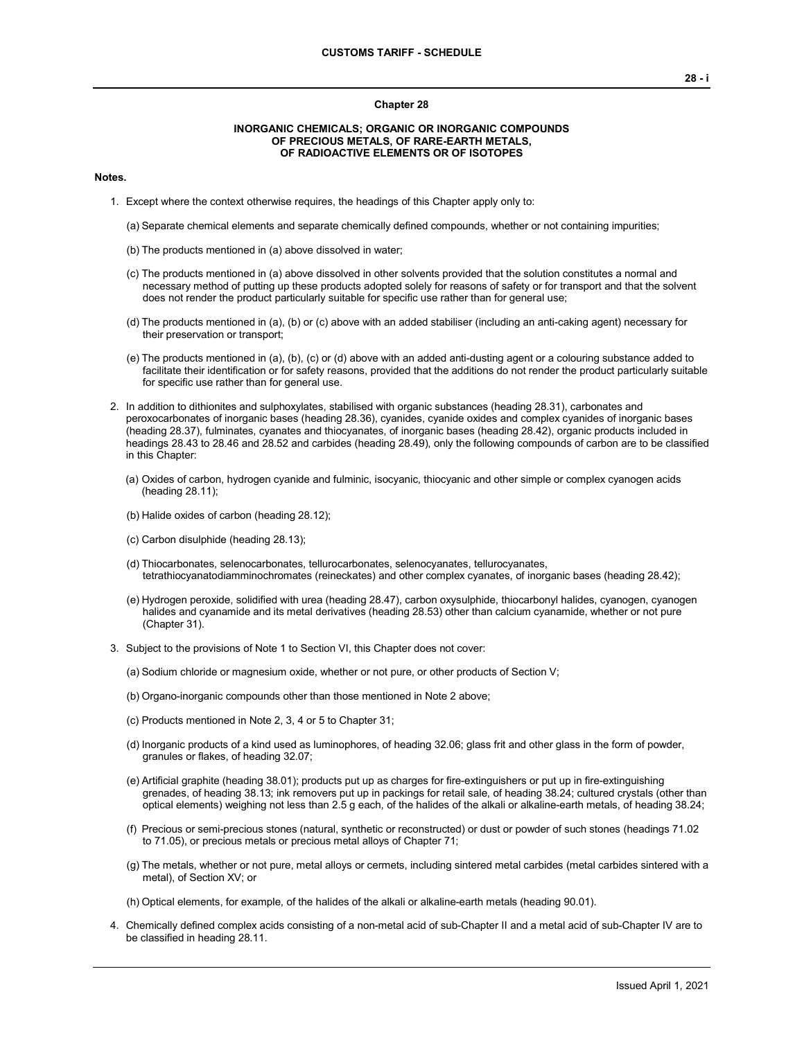## Chapter 28

### INORGANIC CHEMICALS; ORGANIC OR INORGANIC COMPOUNDS OF PRECIOUS METALS, OF RARE-EARTH METALS, OF RADIOACTIVE ELEMENTS OR OF ISOTOPES

**Notes.**

1. Except where the context otherwise requires, the headings of this Chapter apply only to:

   (a) Separate chemical elements and separate chemically defined compounds, whether or not containing impurities;

   (b) The products mentioned in (a) above dissolved in water;

   (c) The products mentioned in (a) above dissolved in other solvents provided that the solution constitutes a normal and necessary method of putting up these products adopted solely for reasons of safety or for transport and that the solvent does not render the product particularly suitable for specific use rather than for general use;

   (d) The products mentioned in (a), (b) or (c) above with an added stabiliser (including an anti-caking agent) necessary for their preservation or transport;

   (e) The products mentioned in (a), (b), (c) or (d) above with an added anti-dusting agent or a colouring substance added to facilitate their identification or for safety reasons, provided that the additions do not render the product particularly suitable for specific use rather than for general use.

2. In addition to dithionites and sulphoxylates, stabilised with organic substances (heading 28.31), carbonates and peroxocarbonates of inorganic bases (heading 28.36), cyanides, cyanide oxides and complex cyanides of inorganic bases (heading 28.37), fulminates, cyanates and thiocyanates, of inorganic bases (heading 28.42), organic products included in headings 28.43 to 28.46 and 28.52 and carbides (heading 28.49), only the following compounds of carbon are to be classified in this Chapter:

   (a) Oxides of carbon, hydrogen cyanide and fulminic, isocyanic, thiocyanic and other simple or complex cyanogen acids (heading 28.11);

   (b) Halide oxides of carbon (heading 28.12);

   (c) Carbon disulphide (heading 28.13);

   (d) Thiocarbonates, selenocarbonates, tellurocarbonates, selenocyanates, tellurocyanates, tetrathiocyanatodiamminochromates (reineckates) and other complex cyanates, of inorganic bases (heading 28.42);

   (e) Hydrogen peroxide, solidified with urea (heading 28.47), carbon oxysulphide, thiocarbonyl halides, cyanogen, cyanogen halides and cyanamide and its metal derivatives (heading 28.53) other than calcium cyanamide, whether or not pure (Chapter 31).

3. Subject to the provisions of Note 1 to Section VI, this Chapter does not cover:

   (a) Sodium chloride or magnesium oxide, whether or not pure, or other products of Section V;

   (b) Organo-inorganic compounds other than those mentioned in Note 2 above;

   (c) Products mentioned in Note 2, 3, 4 or 5 to Chapter 31;

   (d) Inorganic products of a kind used as luminophores, of heading 32.06; glass frit and other glass in the form of powder, granules or flakes, of heading 32.07;

   (e) Artificial graphite (heading 38.01); products put up as charges for fire-extinguishers or put up in fire-extinguishing grenades, of heading 38.13; ink removers put up in packings for retail sale, of heading 38.24; cultured crystals (other than optical elements) weighing not less than 2.5 g each, of the halides of the alkali or alkaline-earth metals, of heading 38.24;

   (f) Precious or semi-precious stones (natural, synthetic or reconstructed) or dust or powder of such stones (headings 71.02 to 71.05), or precious metals or precious metal alloys of Chapter 71;

   (g) The metals, whether or not pure, metal alloys or cermets, including sintered metal carbides (metal carbides sintered with a metal), of Section XV; or

   (h) Optical elements, for example, of the halides of the alkali or alkaline-earth metals (heading 90.01).

4. Chemically defined complex acids consisting of a non-metal acid of sub-Chapter II and a metal acid of sub-Chapter IV are to be classified in heading 28.11.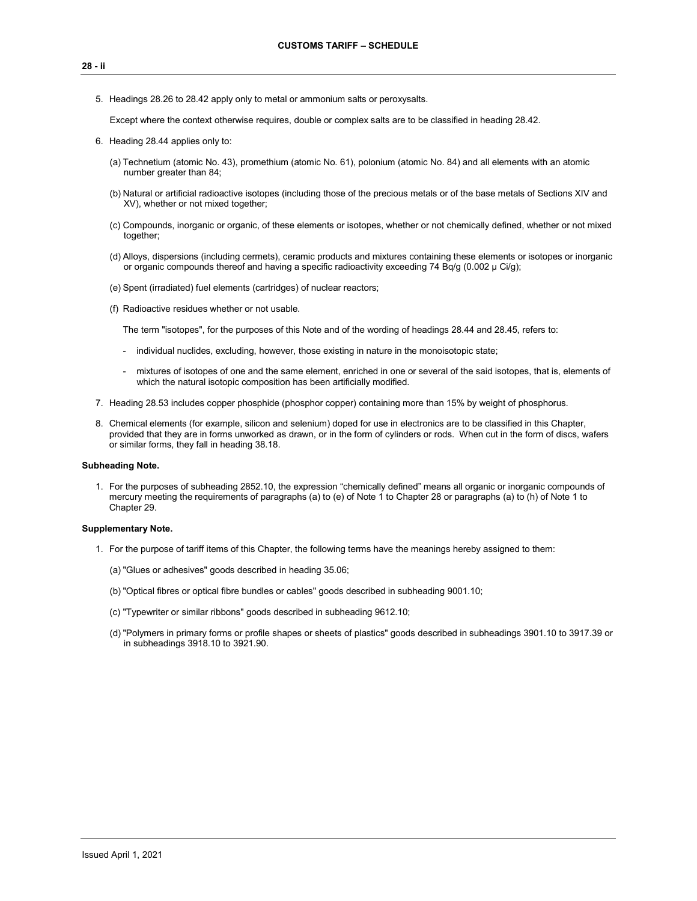5. Headings 28.26 to 28.42 apply only to metal or ammonium salts or peroxysalts.

   Except where the context otherwise requires, double or complex salts are to be classified in heading 28.42.

6. Heading 28.44 applies only to:

   (a) Technetium (atomic No. 43), promethium (atomic No. 61), polonium (atomic No. 84) and all elements with an atomic number greater than 84;

   (b) Natural or artificial radioactive isotopes (including those of the precious metals or of the base metals of Sections XIV and XV), whether or not mixed together;

   (c) Compounds, inorganic or organic, of these elements or isotopes, whether or not chemically defined, whether or not mixed together;

   (d) Alloys, dispersions (including cermets), ceramic products and mixtures containing these elements or isotopes or inorganic or organic compounds thereof and having a specific radioactivity exceeding 74 Bq/g (0.002 µ Ci/g);

   (e) Spent (irradiated) fuel elements (cartridges) of nuclear reactors;

   (f) Radioactive residues whether or not usable.

   The term "isotopes", for the purposes of this Note and of the wording of headings 28.44 and 28.45, refers to:

   - individual nuclides, excluding, however, those existing in nature in the monoisotopic state;

   - mixtures of isotopes of one and the same element, enriched in one or several of the said isotopes, that is, elements of which the natural isotopic composition has been artificially modified.

7. Heading 28.53 includes copper phosphide (phosphor copper) containing more than 15% by weight of phosphorus.

8. Chemical elements (for example, silicon and selenium) doped for use in electronics are to be classified in this Chapter, provided that they are in forms unworked as drawn, or in the form of cylinders or rods. When cut in the form of discs, wafers or similar forms, they fall in heading 38.18.

**Subheading Note.**

1. For the purposes of subheading 2852.10, the expression "chemically defined" means all organic or inorganic compounds of mercury meeting the requirements of paragraphs (a) to (e) of Note 1 to Chapter 28 or paragraphs (a) to (h) of Note 1 to Chapter 29.

**Supplementary Note.**

1. For the purpose of tariff items of this Chapter, the following terms have the meanings hereby assigned to them:

   (a) "Glues or adhesives" goods described in heading 35.06;

   (b) "Optical fibres or optical fibre bundles or cables" goods described in subheading 9001.10;

   (c) "Typewriter or similar ribbons" goods described in subheading 9612.10;

   (d) "Polymers in primary forms or profile shapes or sheets of plastics" goods described in subheadings 3901.10 to 3917.39 or in subheadings 3918.10 to 3921.90.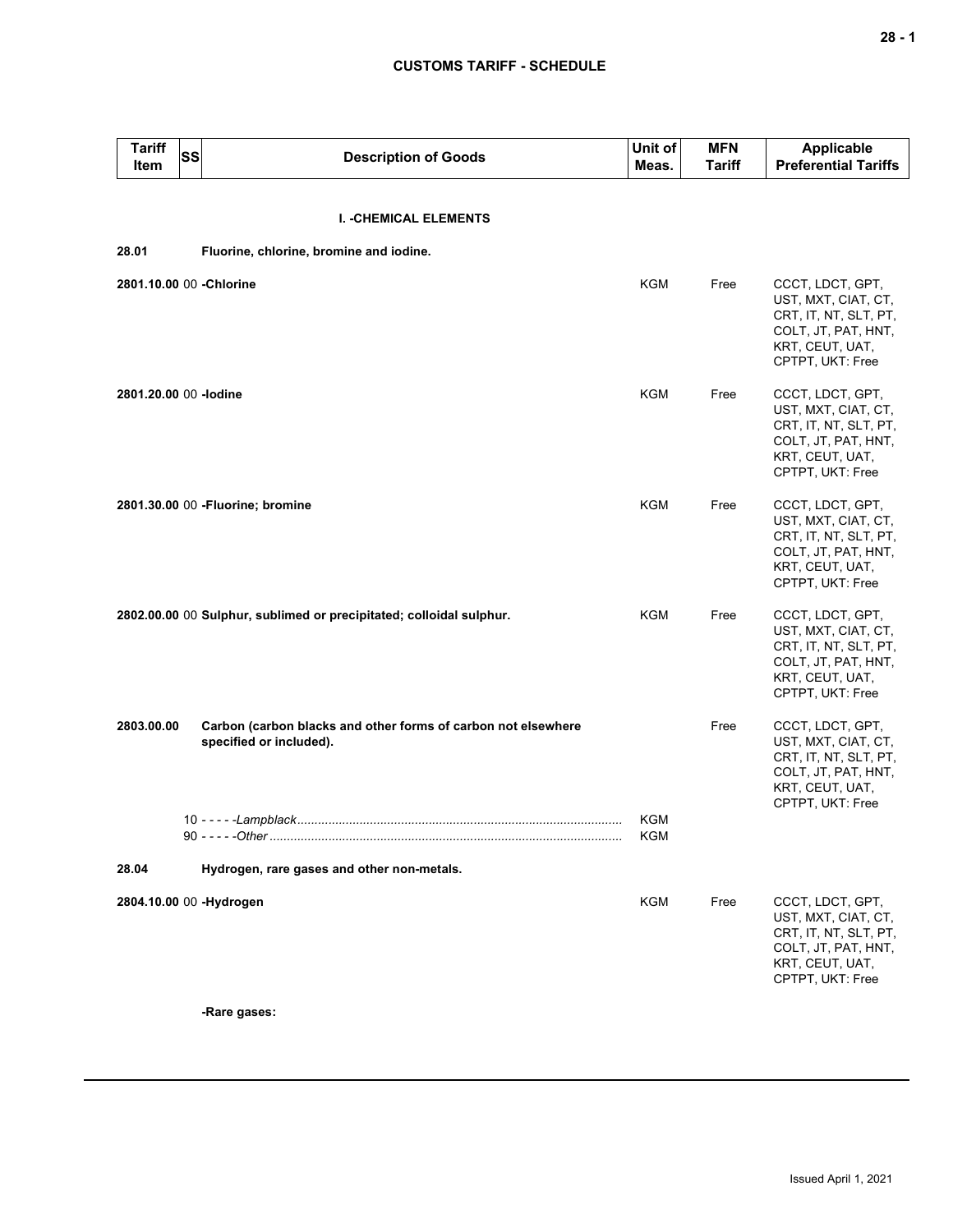| Tariff Item | SS | Description of Goods | Unit of Meas. | MFN Tariff | Applicable Preferential Tariffs |
|---|---|---|---|---|---|
| | | **I. -CHEMICAL ELEMENTS** | | | |
| **28.01** | | **Fluorine, chlorine, bromine and iodine.** | | | |
| **2801.10.00** | 00 | **-Chlorine** | KGM | Free | CCCT, LDCT, GPT, UST, MXT, CIAT, CT, CRT, IT, NT, SLT, PT, COLT, JT, PAT, HNT, KRT, CEUT, UAT, CPTPT, UKT: Free |
| **2801.20.00** | 00 | **-Iodine** | KGM | Free | CCCT, LDCT, GPT, UST, MXT, CIAT, CT, CRT, IT, NT, SLT, PT, COLT, JT, PAT, HNT, KRT, CEUT, UAT, CPTPT, UKT: Free |
| **2801.30.00** | 00 | **-Fluorine; bromine** | KGM | Free | CCCT, LDCT, GPT, UST, MXT, CIAT, CT, CRT, IT, NT, SLT, PT, COLT, JT, PAT, HNT, KRT, CEUT, UAT, CPTPT, UKT: Free |
| **2802.00.00** | 00 | **Sulphur, sublimed or precipitated; colloidal sulphur.** | KGM | Free | CCCT, LDCT, GPT, UST, MXT, CIAT, CT, CRT, IT, NT, SLT, PT, COLT, JT, PAT, HNT, KRT, CEUT, UAT, CPTPT, UKT: Free |
| **2803.00.00** | | **Carbon (carbon blacks and other forms of carbon not elsewhere specified or included).** | | Free | CCCT, LDCT, GPT, UST, MXT, CIAT, CT, CRT, IT, NT, SLT, PT, COLT, JT, PAT, HNT, KRT, CEUT, UAT, CPTPT, UKT: Free |
| | 10 | - - - - -*Lampblack* | KGM | | |
| | 90 | - - - - -*Other* | KGM | | |
| **28.04** | | **Hydrogen, rare gases and other non-metals.** | | | |
| **2804.10.00** | 00 | **-Hydrogen** | KGM | Free | CCCT, LDCT, GPT, UST, MXT, CIAT, CT, CRT, IT, NT, SLT, PT, COLT, JT, PAT, HNT, KRT, CEUT, UAT, CPTPT, UKT: Free |
| | | **-Rare gases:** | | | |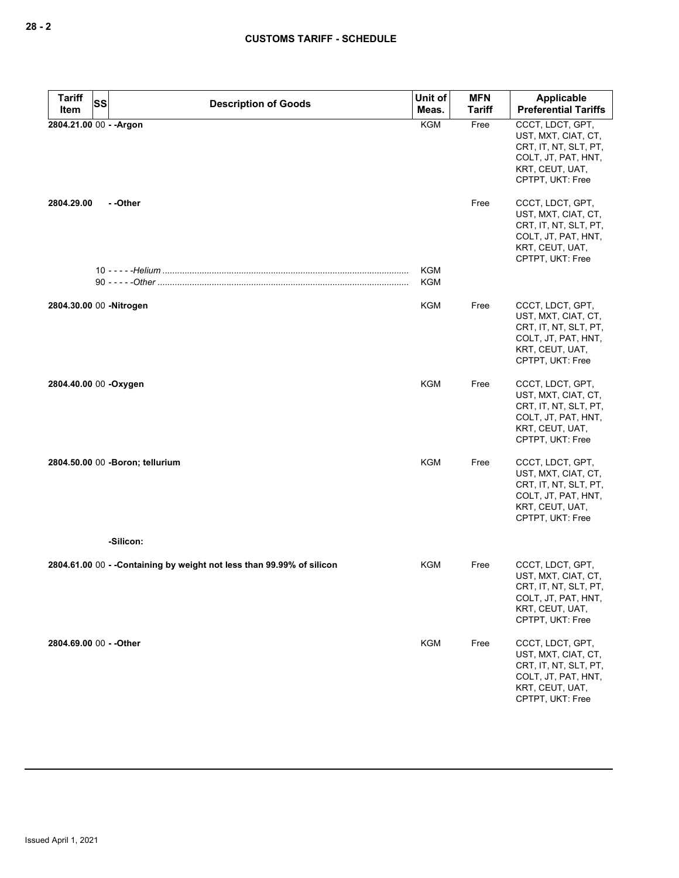| Tariff Item | SS | Description of Goods | Unit of Meas. | MFN Tariff | Applicable Preferential Tariffs |
|---|---|---|---|---|---|
| **2804.21.00** | 00 | **- -Argon** | KGM | Free | CCCT, LDCT, GPT, UST, MXT, CIAT, CT, CRT, IT, NT, SLT, PT, COLT, JT, PAT, HNT, KRT, CEUT, UAT, CPTPT, UKT: Free |
| **2804.29.00** | | **- -Other** | | Free | CCCT, LDCT, GPT, UST, MXT, CIAT, CT, CRT, IT, NT, SLT, PT, COLT, JT, PAT, HNT, KRT, CEUT, UAT, CPTPT, UKT: Free |
| | 10 | - - - - -*Helium* | KGM | | |
| | 90 | - - - - -*Other* | KGM | | |
| **2804.30.00** | 00 | **-Nitrogen** | KGM | Free | CCCT, LDCT, GPT, UST, MXT, CIAT, CT, CRT, IT, NT, SLT, PT, COLT, JT, PAT, HNT, KRT, CEUT, UAT, CPTPT, UKT: Free |
| **2804.40.00** | 00 | **-Oxygen** | KGM | Free | CCCT, LDCT, GPT, UST, MXT, CIAT, CT, CRT, IT, NT, SLT, PT, COLT, JT, PAT, HNT, KRT, CEUT, UAT, CPTPT, UKT: Free |
| **2804.50.00** | 00 | **-Boron; tellurium** | KGM | Free | CCCT, LDCT, GPT, UST, MXT, CIAT, CT, CRT, IT, NT, SLT, PT, COLT, JT, PAT, HNT, KRT, CEUT, UAT, CPTPT, UKT: Free |
| | | **-Silicon:** | | | |
| **2804.61.00** | 00 | **- -Containing by weight not less than 99.99% of silicon** | KGM | Free | CCCT, LDCT, GPT, UST, MXT, CIAT, CT, CRT, IT, NT, SLT, PT, COLT, JT, PAT, HNT, KRT, CEUT, UAT, CPTPT, UKT: Free |
| **2804.69.00** | 00 | **- -Other** | KGM | Free | CCCT, LDCT, GPT, UST, MXT, CIAT, CT, CRT, IT, NT, SLT, PT, COLT, JT, PAT, HNT, KRT, CEUT, UAT, CPTPT, UKT: Free |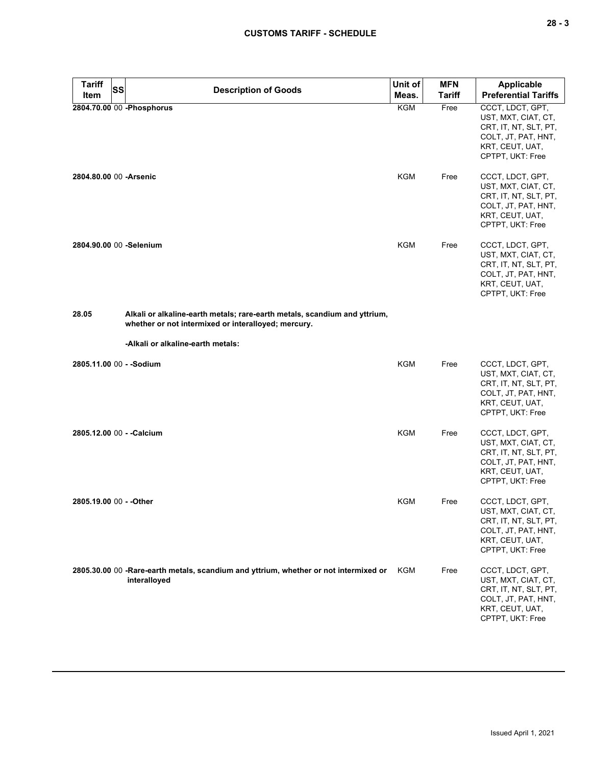| Tariff Item | SS | Description of Goods | Unit of Meas. | MFN Tariff | Applicable Preferential Tariffs |
|---|---|---|---|---|---|
| 2804.70.00 | 00 | **-Phosphorus** | KGM | Free | CCCT, LDCT, GPT, UST, MXT, CIAT, CT, CRT, IT, NT, SLT, PT, COLT, JT, PAT, HNT, KRT, CEUT, UAT, CPTPT, UKT: Free |
| 2804.80.00 | 00 | **-Arsenic** | KGM | Free | CCCT, LDCT, GPT, UST, MXT, CIAT, CT, CRT, IT, NT, SLT, PT, COLT, JT, PAT, HNT, KRT, CEUT, UAT, CPTPT, UKT: Free |
| 2804.90.00 | 00 | **-Selenium** | KGM | Free | CCCT, LDCT, GPT, UST, MXT, CIAT, CT, CRT, IT, NT, SLT, PT, COLT, JT, PAT, HNT, KRT, CEUT, UAT, CPTPT, UKT: Free |
| **28.05** | | **Alkali or alkaline-earth metals; rare-earth metals, scandium and yttrium, whether or not intermixed or interalloyed; mercury.** | | | |
| | | **-Alkali or alkaline-earth metals:** | | | |
| 2805.11.00 | 00 | **- -Sodium** | KGM | Free | CCCT, LDCT, GPT, UST, MXT, CIAT, CT, CRT, IT, NT, SLT, PT, COLT, JT, PAT, HNT, KRT, CEUT, UAT, CPTPT, UKT: Free |
| 2805.12.00 | 00 | **- -Calcium** | KGM | Free | CCCT, LDCT, GPT, UST, MXT, CIAT, CT, CRT, IT, NT, SLT, PT, COLT, JT, PAT, HNT, KRT, CEUT, UAT, CPTPT, UKT: Free |
| 2805.19.00 | 00 | **- -Other** | KGM | Free | CCCT, LDCT, GPT, UST, MXT, CIAT, CT, CRT, IT, NT, SLT, PT, COLT, JT, PAT, HNT, KRT, CEUT, UAT, CPTPT, UKT: Free |
| 2805.30.00 | 00 | **-Rare-earth metals, scandium and yttrium, whether or not intermixed or interalloyed** | KGM | Free | CCCT, LDCT, GPT, UST, MXT, CIAT, CT, CRT, IT, NT, SLT, PT, COLT, JT, PAT, HNT, KRT, CEUT, UAT, CPTPT, UKT: Free |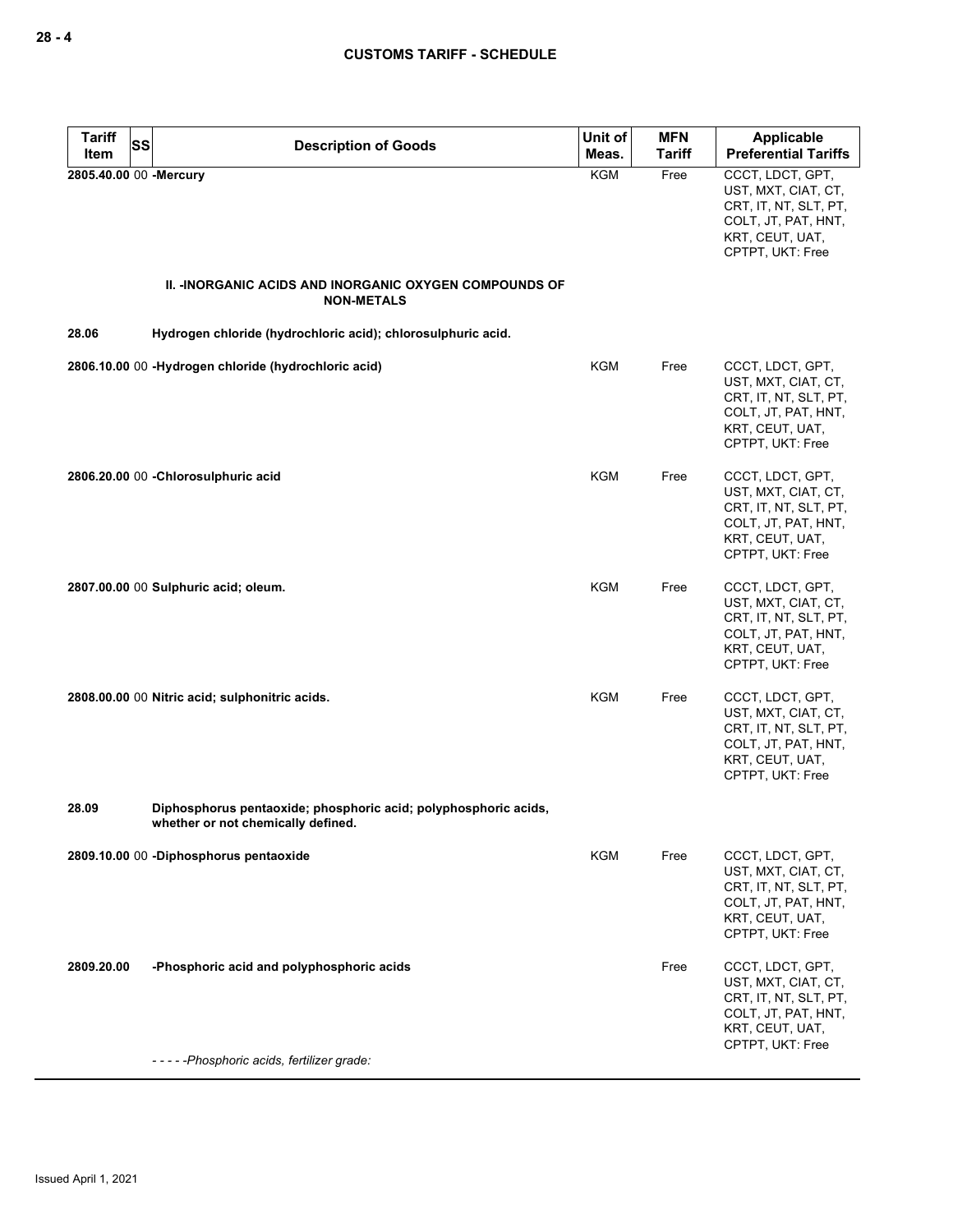| Tariff Item | SS | Description of Goods | Unit of Meas. | MFN Tariff | Applicable Preferential Tariffs |
|---|---|---|---|---|---|
| 2805.40.00 | 00 | **-Mercury** | KGM | Free | CCCT, LDCT, GPT, UST, MXT, CIAT, CT, CRT, IT, NT, SLT, PT, COLT, JT, PAT, HNT, KRT, CEUT, UAT, CPTPT, UKT: Free |
| | | **II. -INORGANIC ACIDS AND INORGANIC OXYGEN COMPOUNDS OF NON-METALS** | | | |
| 28.06 | | **Hydrogen chloride (hydrochloric acid); chlorosulphuric acid.** | | | |
| 2806.10.00 | 00 | **-Hydrogen chloride (hydrochloric acid)** | KGM | Free | CCCT, LDCT, GPT, UST, MXT, CIAT, CT, CRT, IT, NT, SLT, PT, COLT, JT, PAT, HNT, KRT, CEUT, UAT, CPTPT, UKT: Free |
| 2806.20.00 | 00 | **-Chlorosulphuric acid** | KGM | Free | CCCT, LDCT, GPT, UST, MXT, CIAT, CT, CRT, IT, NT, SLT, PT, COLT, JT, PAT, HNT, KRT, CEUT, UAT, CPTPT, UKT: Free |
| 2807.00.00 | 00 | **Sulphuric acid; oleum.** | KGM | Free | CCCT, LDCT, GPT, UST, MXT, CIAT, CT, CRT, IT, NT, SLT, PT, COLT, JT, PAT, HNT, KRT, CEUT, UAT, CPTPT, UKT: Free |
| 2808.00.00 | 00 | **Nitric acid; sulphonitric acids.** | KGM | Free | CCCT, LDCT, GPT, UST, MXT, CIAT, CT, CRT, IT, NT, SLT, PT, COLT, JT, PAT, HNT, KRT, CEUT, UAT, CPTPT, UKT: Free |
| 28.09 | | **Diphosphorus pentaoxide; phosphoric acid; polyphosphoric acids, whether or not chemically defined.** | | | |
| 2809.10.00 | 00 | **-Diphosphorus pentaoxide** | KGM | Free | CCCT, LDCT, GPT, UST, MXT, CIAT, CT, CRT, IT, NT, SLT, PT, COLT, JT, PAT, HNT, KRT, CEUT, UAT, CPTPT, UKT: Free |
| 2809.20.00 | | **-Phosphoric acid and polyphosphoric acids** | | Free | CCCT, LDCT, GPT, UST, MXT, CIAT, CT, CRT, IT, NT, SLT, PT, COLT, JT, PAT, HNT, KRT, CEUT, UAT, CPTPT, UKT: Free |
| | | *- - - - -Phosphoric acids, fertilizer grade:* | | | |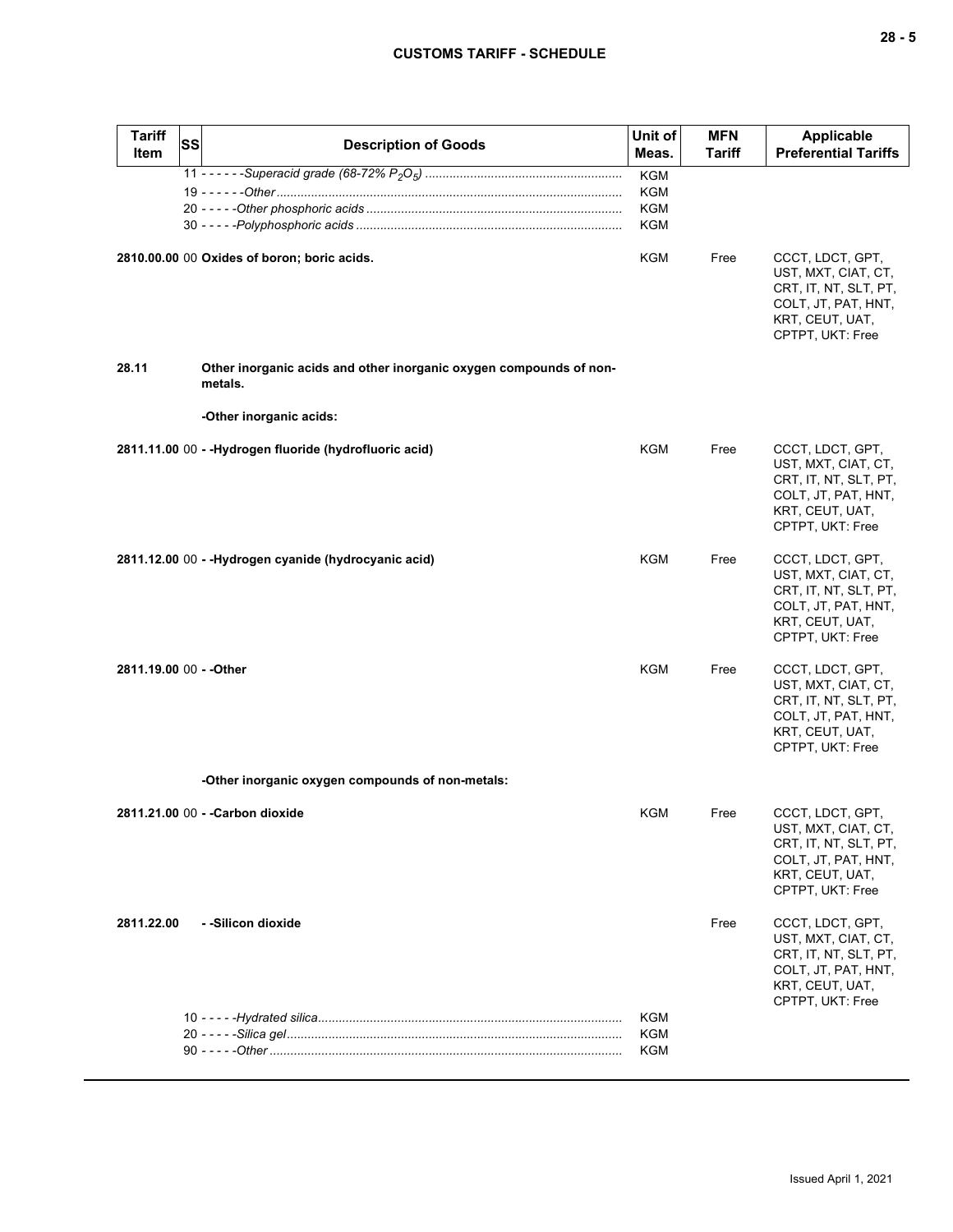| Tariff Item | SS | Description of Goods | Unit of Meas. | MFN Tariff | Applicable Preferential Tariffs |
|---|---|---|---|---|---|
| | | 11 - - - - - -*Superacid grade (68-72% $P_2O_5$)* | KGM | | |
| | | 19 - - - - - -*Other* | KGM | | |
| | | 20 - - - - -*Other phosphoric acids* | KGM | | |
| | | 30 - - - - -*Polyphosphoric acids* | KGM | | |
| **2810.00.00** | 00 | **Oxides of boron; boric acids.** | KGM | Free | CCCT, LDCT, GPT, UST, MXT, CIAT, CT, CRT, IT, NT, SLT, PT, COLT, JT, PAT, HNT, KRT, CEUT, UAT, CPTPT, UKT: Free |
| **28.11** | | **Other inorganic acids and other inorganic oxygen compounds of non-metals.** | | | |
| | | **-Other inorganic acids:** | | | |
| **2811.11.00** | 00 | **- -Hydrogen fluoride (hydrofluoric acid)** | KGM | Free | CCCT, LDCT, GPT, UST, MXT, CIAT, CT, CRT, IT, NT, SLT, PT, COLT, JT, PAT, HNT, KRT, CEUT, UAT, CPTPT, UKT: Free |
| **2811.12.00** | 00 | **- -Hydrogen cyanide (hydrocyanic acid)** | KGM | Free | CCCT, LDCT, GPT, UST, MXT, CIAT, CT, CRT, IT, NT, SLT, PT, COLT, JT, PAT, HNT, KRT, CEUT, UAT, CPTPT, UKT: Free |
| **2811.19.00** | 00 | **- -Other** | KGM | Free | CCCT, LDCT, GPT, UST, MXT, CIAT, CT, CRT, IT, NT, SLT, PT, COLT, JT, PAT, HNT, KRT, CEUT, UAT, CPTPT, UKT: Free |
| | | **-Other inorganic oxygen compounds of non-metals:** | | | |
| **2811.21.00** | 00 | **- -Carbon dioxide** | KGM | Free | CCCT, LDCT, GPT, UST, MXT, CIAT, CT, CRT, IT, NT, SLT, PT, COLT, JT, PAT, HNT, KRT, CEUT, UAT, CPTPT, UKT: Free |
| **2811.22.00** | | **- -Silicon dioxide** | | Free | CCCT, LDCT, GPT, UST, MXT, CIAT, CT, CRT, IT, NT, SLT, PT, COLT, JT, PAT, HNT, KRT, CEUT, UAT, CPTPT, UKT: Free |
| | | 10 - - - - -*Hydrated silica* | KGM | | |
| | | 20 - - - - -*Silica gel* | KGM | | |
| | | 90 - - - - -*Other* | KGM | | |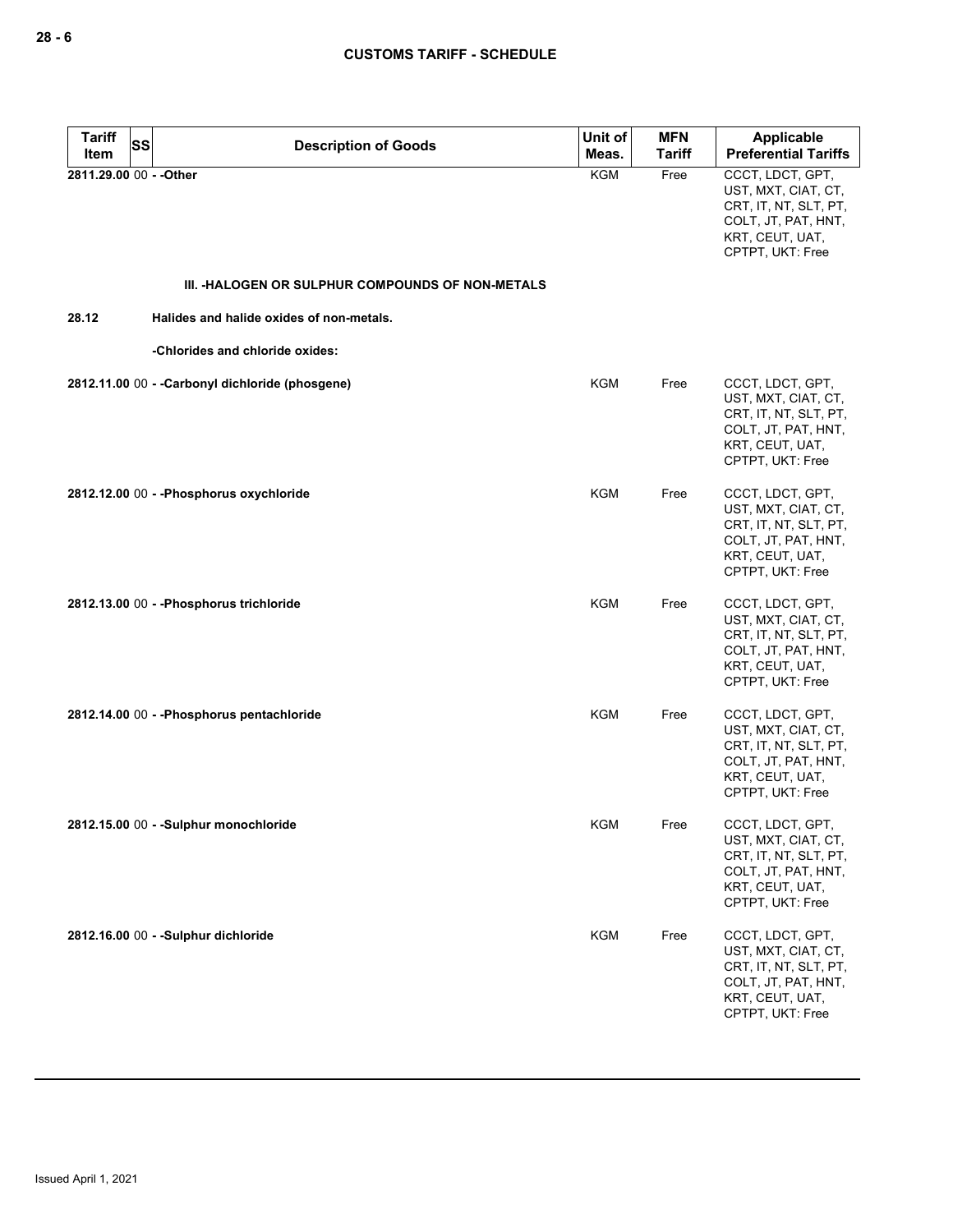| Tariff Item | SS | Description of Goods | Unit of Meas. | MFN Tariff | Applicable Preferential Tariffs |
|---|---|---|---|---|---|
| 2811.29.00 | 00 | - -Other | KGM | Free | CCCT, LDCT, GPT, UST, MXT, CIAT, CT, CRT, IT, NT, SLT, PT, COLT, JT, PAT, HNT, KRT, CEUT, UAT, CPTPT, UKT: Free |
| | | **III. -HALOGEN OR SULPHUR COMPOUNDS OF NON-METALS** | | | |
| 28.12 | | Halides and halide oxides of non-metals. | | | |
| | | -Chlorides and chloride oxides: | | | |
| 2812.11.00 | 00 | - -Carbonyl dichloride (phosgene) | KGM | Free | CCCT, LDCT, GPT, UST, MXT, CIAT, CT, CRT, IT, NT, SLT, PT, COLT, JT, PAT, HNT, KRT, CEUT, UAT, CPTPT, UKT: Free |
| 2812.12.00 | 00 | - -Phosphorus oxychloride | KGM | Free | CCCT, LDCT, GPT, UST, MXT, CIAT, CT, CRT, IT, NT, SLT, PT, COLT, JT, PAT, HNT, KRT, CEUT, UAT, CPTPT, UKT: Free |
| 2812.13.00 | 00 | - -Phosphorus trichloride | KGM | Free | CCCT, LDCT, GPT, UST, MXT, CIAT, CT, CRT, IT, NT, SLT, PT, COLT, JT, PAT, HNT, KRT, CEUT, UAT, CPTPT, UKT: Free |
| 2812.14.00 | 00 | - -Phosphorus pentachloride | KGM | Free | CCCT, LDCT, GPT, UST, MXT, CIAT, CT, CRT, IT, NT, SLT, PT, COLT, JT, PAT, HNT, KRT, CEUT, UAT, CPTPT, UKT: Free |
| 2812.15.00 | 00 | - -Sulphur monochloride | KGM | Free | CCCT, LDCT, GPT, UST, MXT, CIAT, CT, CRT, IT, NT, SLT, PT, COLT, JT, PAT, HNT, KRT, CEUT, UAT, CPTPT, UKT: Free |
| 2812.16.00 | 00 | - -Sulphur dichloride | KGM | Free | CCCT, LDCT, GPT, UST, MXT, CIAT, CT, CRT, IT, NT, SLT, PT, COLT, JT, PAT, HNT, KRT, CEUT, UAT, CPTPT, UKT: Free |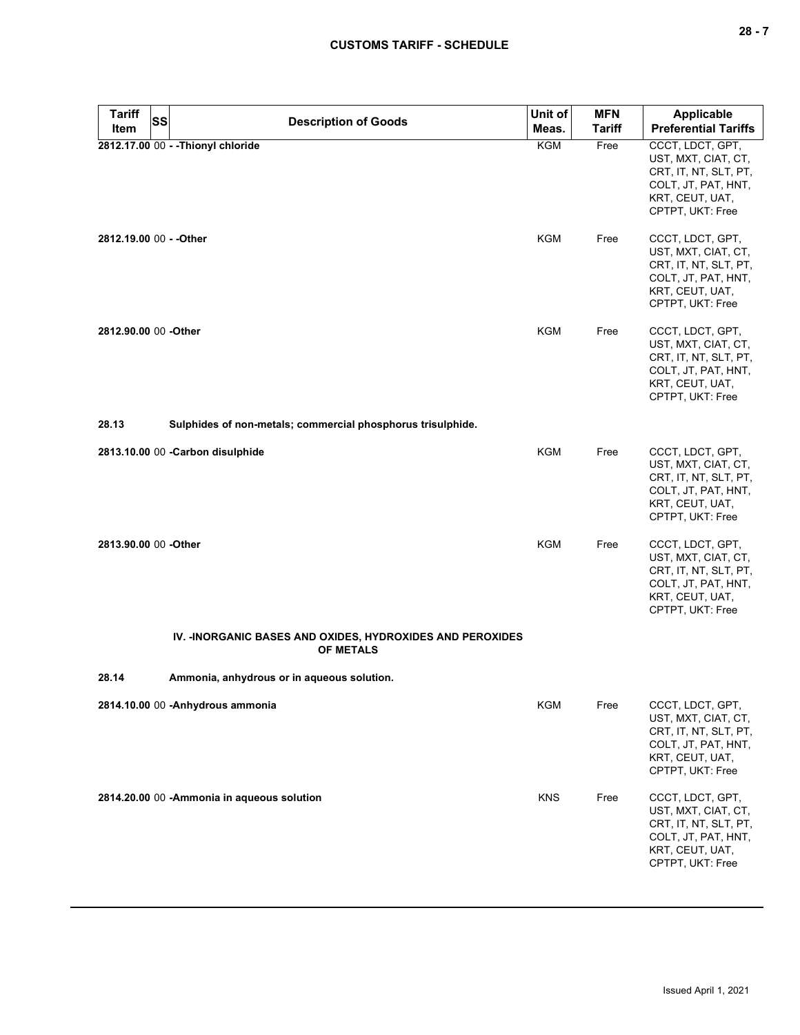| Tariff Item | SS | Description of Goods | Unit of Meas. | MFN Tariff | Applicable Preferential Tariffs |
|---|---|---|---|---|---|
| **2812.17.00** | 00 | **- -Thionyl chloride** | KGM | Free | CCCT, LDCT, GPT, UST, MXT, CIAT, CT, CRT, IT, NT, SLT, PT, COLT, JT, PAT, HNT, KRT, CEUT, UAT, CPTPT, UKT: Free |
| **2812.19.00** | 00 | **- -Other** | KGM | Free | CCCT, LDCT, GPT, UST, MXT, CIAT, CT, CRT, IT, NT, SLT, PT, COLT, JT, PAT, HNT, KRT, CEUT, UAT, CPTPT, UKT: Free |
| **2812.90.00** | 00 | **-Other** | KGM | Free | CCCT, LDCT, GPT, UST, MXT, CIAT, CT, CRT, IT, NT, SLT, PT, COLT, JT, PAT, HNT, KRT, CEUT, UAT, CPTPT, UKT: Free |
| **28.13** | | **Sulphides of non-metals; commercial phosphorus trisulphide.** | | | |
| **2813.10.00** | 00 | **-Carbon disulphide** | KGM | Free | CCCT, LDCT, GPT, UST, MXT, CIAT, CT, CRT, IT, NT, SLT, PT, COLT, JT, PAT, HNT, KRT, CEUT, UAT, CPTPT, UKT: Free |
| **2813.90.00** | 00 | **-Other** | KGM | Free | CCCT, LDCT, GPT, UST, MXT, CIAT, CT, CRT, IT, NT, SLT, PT, COLT, JT, PAT, HNT, KRT, CEUT, UAT, CPTPT, UKT: Free |
| | | **IV. -INORGANIC BASES AND OXIDES, HYDROXIDES AND PEROXIDES OF METALS** | | | |
| **28.14** | | **Ammonia, anhydrous or in aqueous solution.** | | | |
| **2814.10.00** | 00 | **-Anhydrous ammonia** | KGM | Free | CCCT, LDCT, GPT, UST, MXT, CIAT, CT, CRT, IT, NT, SLT, PT, COLT, JT, PAT, HNT, KRT, CEUT, UAT, CPTPT, UKT: Free |
| **2814.20.00** | 00 | **-Ammonia in aqueous solution** | KNS | Free | CCCT, LDCT, GPT, UST, MXT, CIAT, CT, CRT, IT, NT, SLT, PT, COLT, JT, PAT, HNT, KRT, CEUT, UAT, CPTPT, UKT: Free |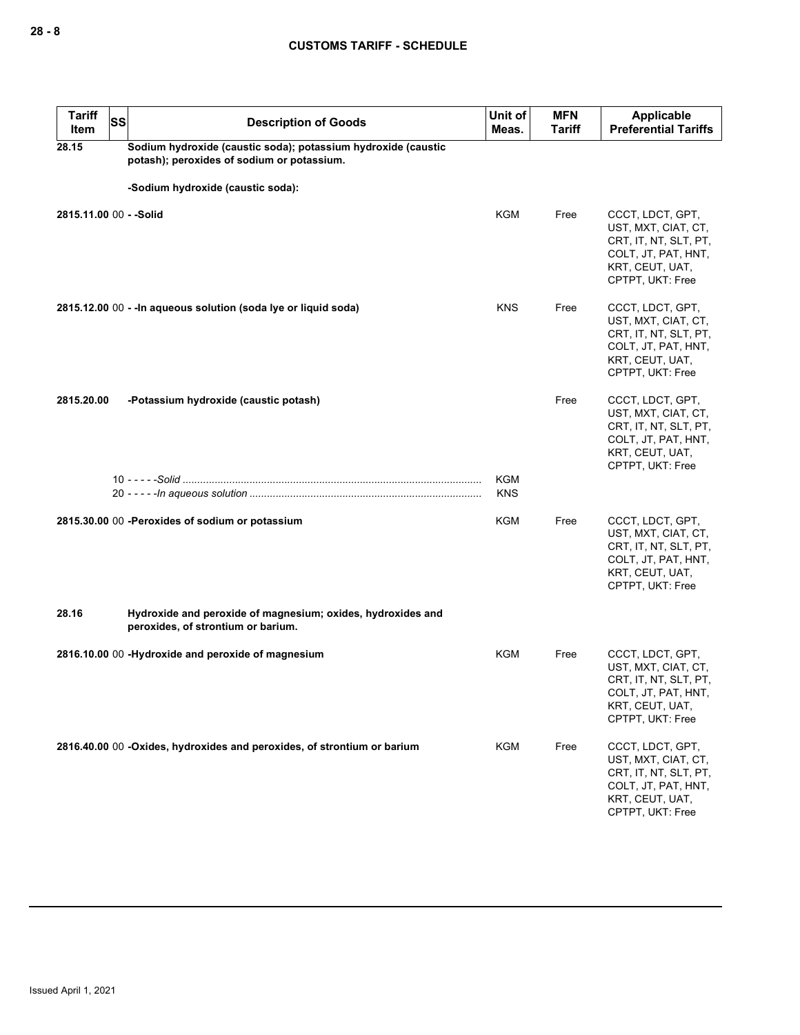| Tariff Item | SS | Description of Goods | Unit of Meas. | MFN Tariff | Applicable Preferential Tariffs |
|---|---|---|---|---|---|
| 28.15 | | **Sodium hydroxide (caustic soda); potassium hydroxide (caustic potash); peroxides of sodium or potassium.** | | | |
| | | **-Sodium hydroxide (caustic soda):** | | | |
| 2815.11.00 | 00 | **- -Solid** | KGM | Free | CCCT, LDCT, GPT, UST, MXT, CIAT, CT, CRT, IT, NT, SLT, PT, COLT, JT, PAT, HNT, KRT, CEUT, UAT, CPTPT, UKT: Free |
| 2815.12.00 | 00 | **- -In aqueous solution (soda lye or liquid soda)** | KNS | Free | CCCT, LDCT, GPT, UST, MXT, CIAT, CT, CRT, IT, NT, SLT, PT, COLT, JT, PAT, HNT, KRT, CEUT, UAT, CPTPT, UKT: Free |
| 2815.20.00 | | **-Potassium hydroxide (caustic potash)** | | Free | CCCT, LDCT, GPT, UST, MXT, CIAT, CT, CRT, IT, NT, SLT, PT, COLT, JT, PAT, HNT, KRT, CEUT, UAT, CPTPT, UKT: Free |
| | 10 | - - - - -*Solid* | KGM | | |
| | 20 | - - - - -*In aqueous solution* | KNS | | |
| 2815.30.00 | 00 | **-Peroxides of sodium or potassium** | KGM | Free | CCCT, LDCT, GPT, UST, MXT, CIAT, CT, CRT, IT, NT, SLT, PT, COLT, JT, PAT, HNT, KRT, CEUT, UAT, CPTPT, UKT: Free |
| 28.16 | | **Hydroxide and peroxide of magnesium; oxides, hydroxides and peroxides, of strontium or barium.** | | | |
| 2816.10.00 | 00 | **-Hydroxide and peroxide of magnesium** | KGM | Free | CCCT, LDCT, GPT, UST, MXT, CIAT, CT, CRT, IT, NT, SLT, PT, COLT, JT, PAT, HNT, KRT, CEUT, UAT, CPTPT, UKT: Free |
| 2816.40.00 | 00 | **-Oxides, hydroxides and peroxides, of strontium or barium** | KGM | Free | CCCT, LDCT, GPT, UST, MXT, CIAT, CT, CRT, IT, NT, SLT, PT, COLT, JT, PAT, HNT, KRT, CEUT, UAT, CPTPT, UKT: Free |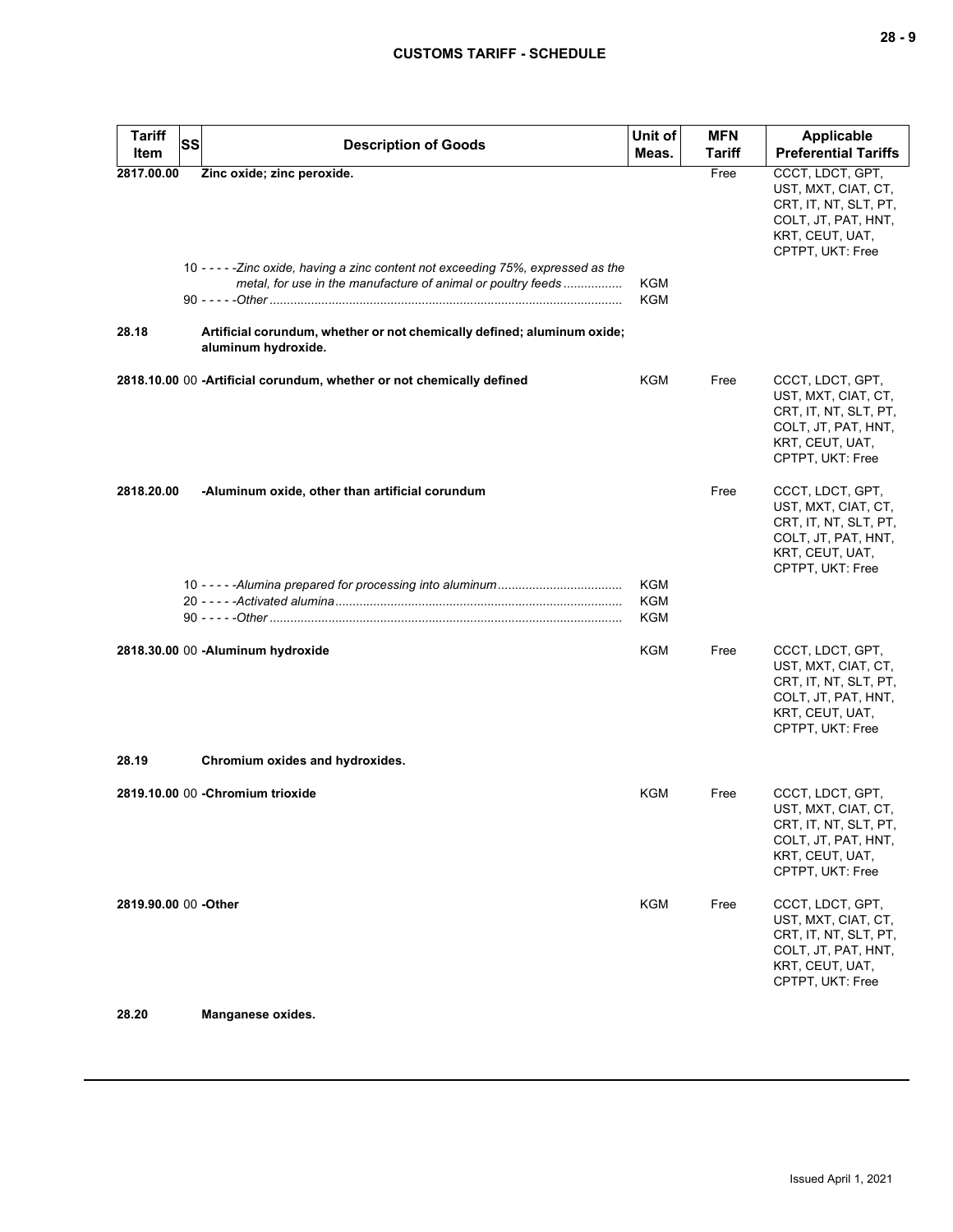| Tariff Item | SS | Description of Goods | Unit of Meas. | MFN Tariff | Applicable Preferential Tariffs |
|---|---|---|---|---|---|
| 2817.00.00 | | **Zinc oxide; zinc peroxide.** | | Free | CCCT, LDCT, GPT, UST, MXT, CIAT, CT, CRT, IT, NT, SLT, PT, COLT, JT, PAT, HNT, KRT, CEUT, UAT, CPTPT, UKT: Free |
| | 10 | *-----Zinc oxide, having a zinc content not exceeding 75%, expressed as the metal, for use in the manufacture of animal or poultry feeds* | KGM | | |
| | 90 | *-----Other* | KGM | | |
| 28.18 | | **Artificial corundum, whether or not chemically defined; aluminum oxide; aluminum hydroxide.** | | | |
| 2818.10.00 | 00 | **-Artificial corundum, whether or not chemically defined** | KGM | Free | CCCT, LDCT, GPT, UST, MXT, CIAT, CT, CRT, IT, NT, SLT, PT, COLT, JT, PAT, HNT, KRT, CEUT, UAT, CPTPT, UKT: Free |
| 2818.20.00 | | **-Aluminum oxide, other than artificial corundum** | | Free | CCCT, LDCT, GPT, UST, MXT, CIAT, CT, CRT, IT, NT, SLT, PT, COLT, JT, PAT, HNT, KRT, CEUT, UAT, CPTPT, UKT: Free |
| | 10 | *-----Alumina prepared for processing into aluminum* | KGM | | |
| | 20 | *-----Activated alumina* | KGM | | |
| | 90 | *-----Other* | KGM | | |
| 2818.30.00 | 00 | **-Aluminum hydroxide** | KGM | Free | CCCT, LDCT, GPT, UST, MXT, CIAT, CT, CRT, IT, NT, SLT, PT, COLT, JT, PAT, HNT, KRT, CEUT, UAT, CPTPT, UKT: Free |
| 28.19 | | **Chromium oxides and hydroxides.** | | | |
| 2819.10.00 | 00 | **-Chromium trioxide** | KGM | Free | CCCT, LDCT, GPT, UST, MXT, CIAT, CT, CRT, IT, NT, SLT, PT, COLT, JT, PAT, HNT, KRT, CEUT, UAT, CPTPT, UKT: Free |
| 2819.90.00 | 00 | **-Other** | KGM | Free | CCCT, LDCT, GPT, UST, MXT, CIAT, CT, CRT, IT, NT, SLT, PT, COLT, JT, PAT, HNT, KRT, CEUT, UAT, CPTPT, UKT: Free |
| 28.20 | | **Manganese oxides.** | | | |

Issued April 1, 2021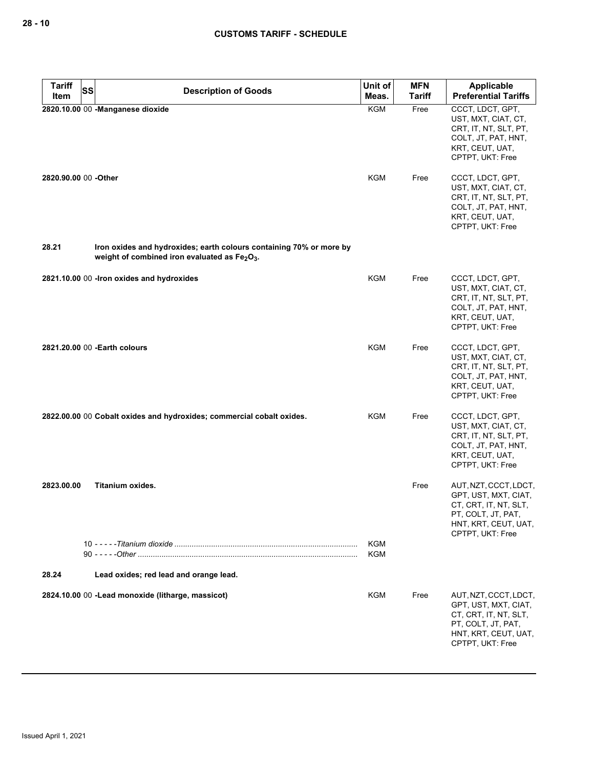| Tariff Item | SS | Description of Goods | Unit of Meas. | MFN Tariff | Applicable Preferential Tariffs |
|---|---|---|---|---|---|
| **2820.10.00** | 00 | **-Manganese dioxide** | KGM | Free | CCCT, LDCT, GPT, UST, MXT, CIAT, CT, CRT, IT, NT, SLT, PT, COLT, JT, PAT, HNT, KRT, CEUT, UAT, CPTPT, UKT: Free |
| **2820.90.00** | 00 | **-Other** | KGM | Free | CCCT, LDCT, GPT, UST, MXT, CIAT, CT, CRT, IT, NT, SLT, PT, COLT, JT, PAT, HNT, KRT, CEUT, UAT, CPTPT, UKT: Free |
| **28.21** | | **Iron oxides and hydroxides; earth colours containing 70% or more by weight of combined iron evaluated as $Fe_2O_3$.** | | | |
| **2821.10.00** | 00 | **-Iron oxides and hydroxides** | KGM | Free | CCCT, LDCT, GPT, UST, MXT, CIAT, CT, CRT, IT, NT, SLT, PT, COLT, JT, PAT, HNT, KRT, CEUT, UAT, CPTPT, UKT: Free |
| **2821.20.00** | 00 | **-Earth colours** | KGM | Free | CCCT, LDCT, GPT, UST, MXT, CIAT, CT, CRT, IT, NT, SLT, PT, COLT, JT, PAT, HNT, KRT, CEUT, UAT, CPTPT, UKT: Free |
| **2822.00.00** | 00 | **Cobalt oxides and hydroxides; commercial cobalt oxides.** | KGM | Free | CCCT, LDCT, GPT, UST, MXT, CIAT, CT, CRT, IT, NT, SLT, PT, COLT, JT, PAT, HNT, KRT, CEUT, UAT, CPTPT, UKT: Free |
| **2823.00.00** | | **Titanium oxides.** | | Free | AUT, NZT, CCCT, LDCT, GPT, UST, MXT, CIAT, CT, CRT, IT, NT, SLT, PT, COLT, JT, PAT, HNT, KRT, CEUT, UAT, CPTPT, UKT: Free |
| | 10 | - - - - -*Titanium dioxide* | KGM | | |
| | 90 | - - - - -*Other* | KGM | | |
| **28.24** | | **Lead oxides; red lead and orange lead.** | | | |
| **2824.10.00** | 00 | **-Lead monoxide (litharge, massicot)** | KGM | Free | AUT, NZT, CCCT, LDCT, GPT, UST, MXT, CIAT, CT, CRT, IT, NT, SLT, PT, COLT, JT, PAT, HNT, KRT, CEUT, UAT, CPTPT, UKT: Free |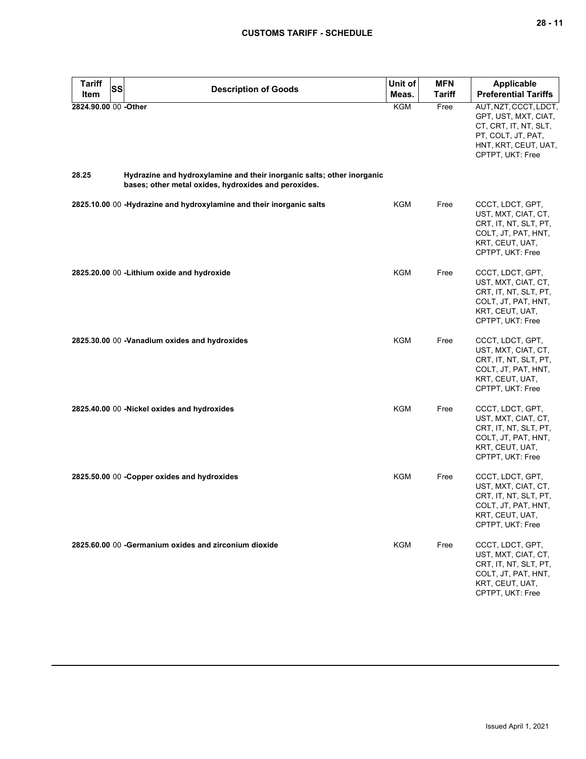| Tariff Item | SS | Description of Goods | Unit of Meas. | MFN Tariff | Applicable Preferential Tariffs |
|---|---|---|---|---|---|
| 2824.90.00 | 00 | -Other | KGM | Free | AUT, NZT, CCCT, LDCT, GPT, UST, MXT, CIAT, CT, CRT, IT, NT, SLT, PT, COLT, JT, PAT, HNT, KRT, CEUT, UAT, CPTPT, UKT: Free |
| 28.25 | | **Hydrazine and hydroxylamine and their inorganic salts; other inorganic bases; other metal oxides, hydroxides and peroxides.** | | | |
| 2825.10.00 | 00 | -Hydrazine and hydroxylamine and their inorganic salts | KGM | Free | CCCT, LDCT, GPT, UST, MXT, CIAT, CT, CRT, IT, NT, SLT, PT, COLT, JT, PAT, HNT, KRT, CEUT, UAT, CPTPT, UKT: Free |
| 2825.20.00 | 00 | -Lithium oxide and hydroxide | KGM | Free | CCCT, LDCT, GPT, UST, MXT, CIAT, CT, CRT, IT, NT, SLT, PT, COLT, JT, PAT, HNT, KRT, CEUT, UAT, CPTPT, UKT: Free |
| 2825.30.00 | 00 | -Vanadium oxides and hydroxides | KGM | Free | CCCT, LDCT, GPT, UST, MXT, CIAT, CT, CRT, IT, NT, SLT, PT, COLT, JT, PAT, HNT, KRT, CEUT, UAT, CPTPT, UKT: Free |
| 2825.40.00 | 00 | -Nickel oxides and hydroxides | KGM | Free | CCCT, LDCT, GPT, UST, MXT, CIAT, CT, CRT, IT, NT, SLT, PT, COLT, JT, PAT, HNT, KRT, CEUT, UAT, CPTPT, UKT: Free |
| 2825.50.00 | 00 | -Copper oxides and hydroxides | KGM | Free | CCCT, LDCT, GPT, UST, MXT, CIAT, CT, CRT, IT, NT, SLT, PT, COLT, JT, PAT, HNT, KRT, CEUT, UAT, CPTPT, UKT: Free |
| 2825.60.00 | 00 | -Germanium oxides and zirconium dioxide | KGM | Free | CCCT, LDCT, GPT, UST, MXT, CIAT, CT, CRT, IT, NT, SLT, PT, COLT, JT, PAT, HNT, KRT, CEUT, UAT, CPTPT, UKT: Free |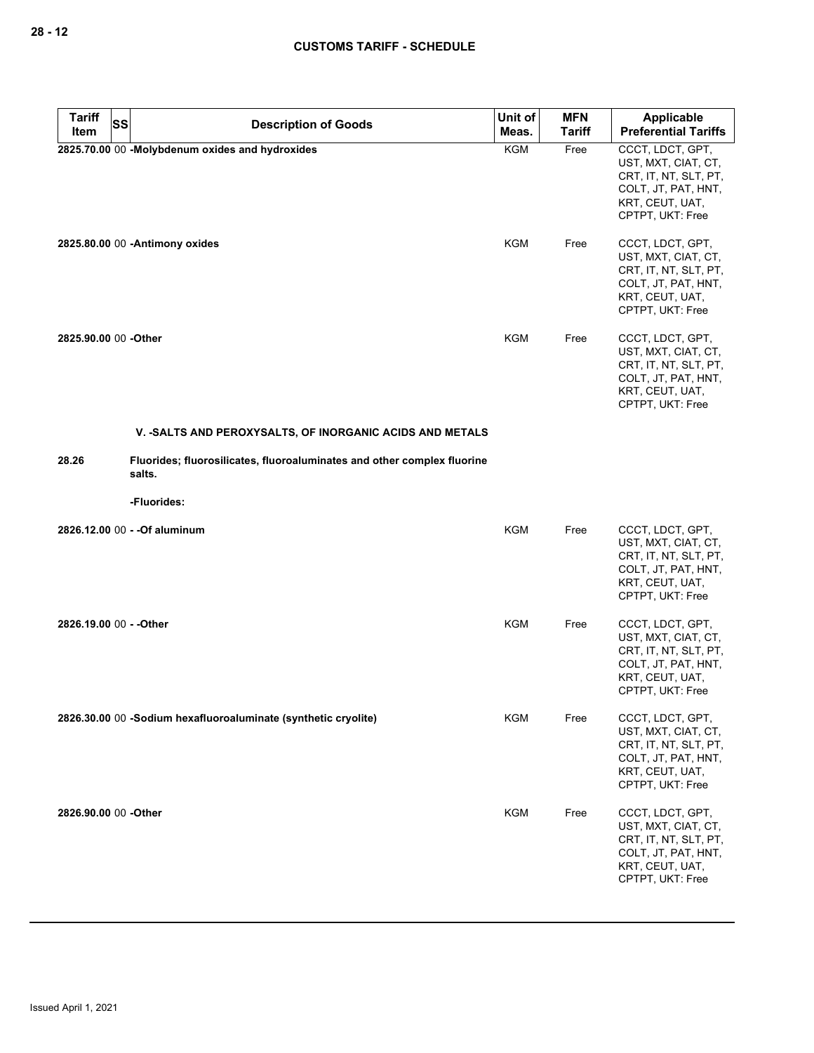| Tariff Item | SS | Description of Goods | Unit of Meas. | MFN Tariff | Applicable Preferential Tariffs |
|---|---|---|---|---|---|
| 2825.70.00 | 00 | -Molybdenum oxides and hydroxides | KGM | Free | CCCT, LDCT, GPT, UST, MXT, CIAT, CT, CRT, IT, NT, SLT, PT, COLT, JT, PAT, HNT, KRT, CEUT, UAT, CPTPT, UKT: Free |
| 2825.80.00 | 00 | -Antimony oxides | KGM | Free | CCCT, LDCT, GPT, UST, MXT, CIAT, CT, CRT, IT, NT, SLT, PT, COLT, JT, PAT, HNT, KRT, CEUT, UAT, CPTPT, UKT: Free |
| 2825.90.00 | 00 | -Other | KGM | Free | CCCT, LDCT, GPT, UST, MXT, CIAT, CT, CRT, IT, NT, SLT, PT, COLT, JT, PAT, HNT, KRT, CEUT, UAT, CPTPT, UKT: Free |
| | | **V. -SALTS AND PEROXYSALTS, OF INORGANIC ACIDS AND METALS** | | | |
| 28.26 | | Fluorides; fluorosilicates, fluoroaluminates and other complex fluorine salts. | | | |
| | | -Fluorides: | | | |
| 2826.12.00 | 00 | - -Of aluminum | KGM | Free | CCCT, LDCT, GPT, UST, MXT, CIAT, CT, CRT, IT, NT, SLT, PT, COLT, JT, PAT, HNT, KRT, CEUT, UAT, CPTPT, UKT: Free |
| 2826.19.00 | 00 | - -Other | KGM | Free | CCCT, LDCT, GPT, UST, MXT, CIAT, CT, CRT, IT, NT, SLT, PT, COLT, JT, PAT, HNT, KRT, CEUT, UAT, CPTPT, UKT: Free |
| 2826.30.00 | 00 | -Sodium hexafluoroaluminate (synthetic cryolite) | KGM | Free | CCCT, LDCT, GPT, UST, MXT, CIAT, CT, CRT, IT, NT, SLT, PT, COLT, JT, PAT, HNT, KRT, CEUT, UAT, CPTPT, UKT: Free |
| 2826.90.00 | 00 | -Other | KGM | Free | CCCT, LDCT, GPT, UST, MXT, CIAT, CT, CRT, IT, NT, SLT, PT, COLT, JT, PAT, HNT, KRT, CEUT, UAT, CPTPT, UKT: Free |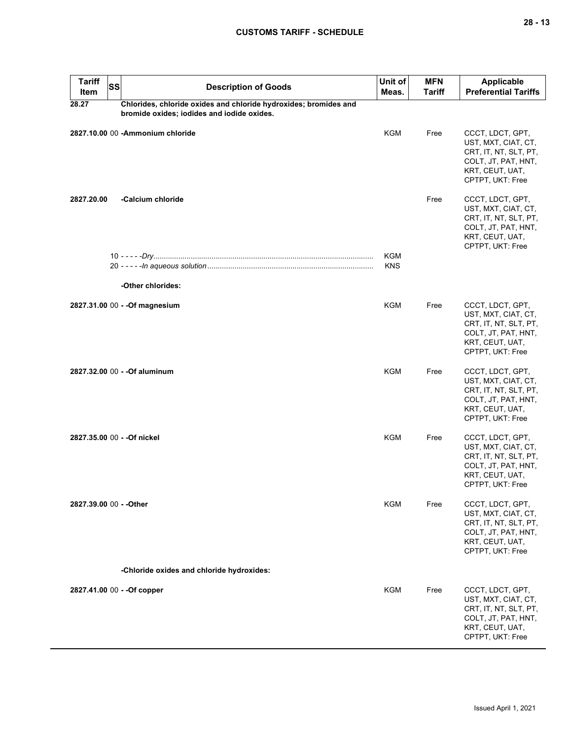| Tariff Item | SS | Description of Goods | Unit of Meas. | MFN Tariff | Applicable Preferential Tariffs |
|---|---|---|---|---|---|
| **28.27** | | **Chlorides, chloride oxides and chloride hydroxides; bromides and bromide oxides; iodides and iodide oxides.** | | | |
| **2827.10.00** | 00 | **-Ammonium chloride** | KGM | Free | CCCT, LDCT, GPT, UST, MXT, CIAT, CT, CRT, IT, NT, SLT, PT, COLT, JT, PAT, HNT, KRT, CEUT, UAT, CPTPT, UKT: Free |
| **2827.20.00** | | **-Calcium chloride** | | Free | CCCT, LDCT, GPT, UST, MXT, CIAT, CT, CRT, IT, NT, SLT, PT, COLT, JT, PAT, HNT, KRT, CEUT, UAT, CPTPT, UKT: Free |
| | 10 | - - - - -*Dry* | KGM | | |
| | 20 | - - - - -*In aqueous solution* | KNS | | |
| | | **-Other chlorides:** | | | |
| **2827.31.00** | 00 | **- -Of magnesium** | KGM | Free | CCCT, LDCT, GPT, UST, MXT, CIAT, CT, CRT, IT, NT, SLT, PT, COLT, JT, PAT, HNT, KRT, CEUT, UAT, CPTPT, UKT: Free |
| **2827.32.00** | 00 | **- -Of aluminum** | KGM | Free | CCCT, LDCT, GPT, UST, MXT, CIAT, CT, CRT, IT, NT, SLT, PT, COLT, JT, PAT, HNT, KRT, CEUT, UAT, CPTPT, UKT: Free |
| **2827.35.00** | 00 | **- -Of nickel** | KGM | Free | CCCT, LDCT, GPT, UST, MXT, CIAT, CT, CRT, IT, NT, SLT, PT, COLT, JT, PAT, HNT, KRT, CEUT, UAT, CPTPT, UKT: Free |
| **2827.39.00** | 00 | **- -Other** | KGM | Free | CCCT, LDCT, GPT, UST, MXT, CIAT, CT, CRT, IT, NT, SLT, PT, COLT, JT, PAT, HNT, KRT, CEUT, UAT, CPTPT, UKT: Free |
| | | **-Chloride oxides and chloride hydroxides:** | | | |
| **2827.41.00** | 00 | **- -Of copper** | KGM | Free | CCCT, LDCT, GPT, UST, MXT, CIAT, CT, CRT, IT, NT, SLT, PT, COLT, JT, PAT, HNT, KRT, CEUT, UAT, CPTPT, UKT: Free |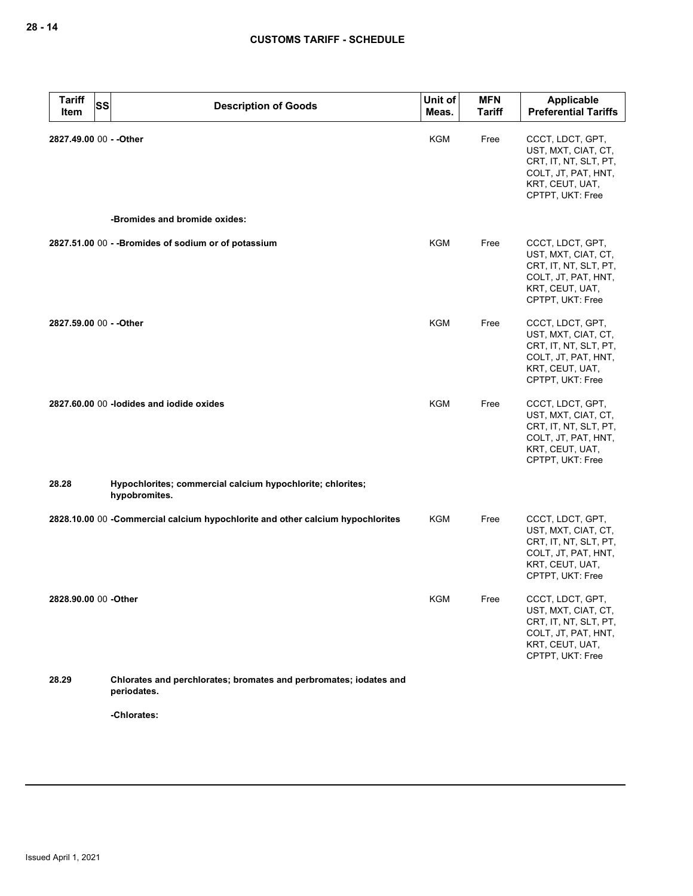| Tariff Item | SS | Description of Goods | Unit of Meas. | MFN Tariff | Applicable Preferential Tariffs |
|---|---|---|---|---|---|
| 2827.49.00 | 00 | - -Other | KGM | Free | CCCT, LDCT, GPT, UST, MXT, CIAT, CT, CRT, IT, NT, SLT, PT, COLT, JT, PAT, HNT, KRT, CEUT, UAT, CPTPT, UKT: Free |
| | | -Bromides and bromide oxides: | | | |
| 2827.51.00 | 00 | - -Bromides of sodium or of potassium | KGM | Free | CCCT, LDCT, GPT, UST, MXT, CIAT, CT, CRT, IT, NT, SLT, PT, COLT, JT, PAT, HNT, KRT, CEUT, UAT, CPTPT, UKT: Free |
| 2827.59.00 | 00 | - -Other | KGM | Free | CCCT, LDCT, GPT, UST, MXT, CIAT, CT, CRT, IT, NT, SLT, PT, COLT, JT, PAT, HNT, KRT, CEUT, UAT, CPTPT, UKT: Free |
| 2827.60.00 | 00 | -Iodides and iodide oxides | KGM | Free | CCCT, LDCT, GPT, UST, MXT, CIAT, CT, CRT, IT, NT, SLT, PT, COLT, JT, PAT, HNT, KRT, CEUT, UAT, CPTPT, UKT: Free |
| 28.28 | | Hypochlorites; commercial calcium hypochlorite; chlorites; hypobromites. | | | |
| 2828.10.00 | 00 | -Commercial calcium hypochlorite and other calcium hypochlorites | KGM | Free | CCCT, LDCT, GPT, UST, MXT, CIAT, CT, CRT, IT, NT, SLT, PT, COLT, JT, PAT, HNT, KRT, CEUT, UAT, CPTPT, UKT: Free |
| 2828.90.00 | 00 | -Other | KGM | Free | CCCT, LDCT, GPT, UST, MXT, CIAT, CT, CRT, IT, NT, SLT, PT, COLT, JT, PAT, HNT, KRT, CEUT, UAT, CPTPT, UKT: Free |
| 28.29 | | Chlorates and perchlorates; bromates and perbromates; iodates and periodates. | | | |
| | | -Chlorates: | | | |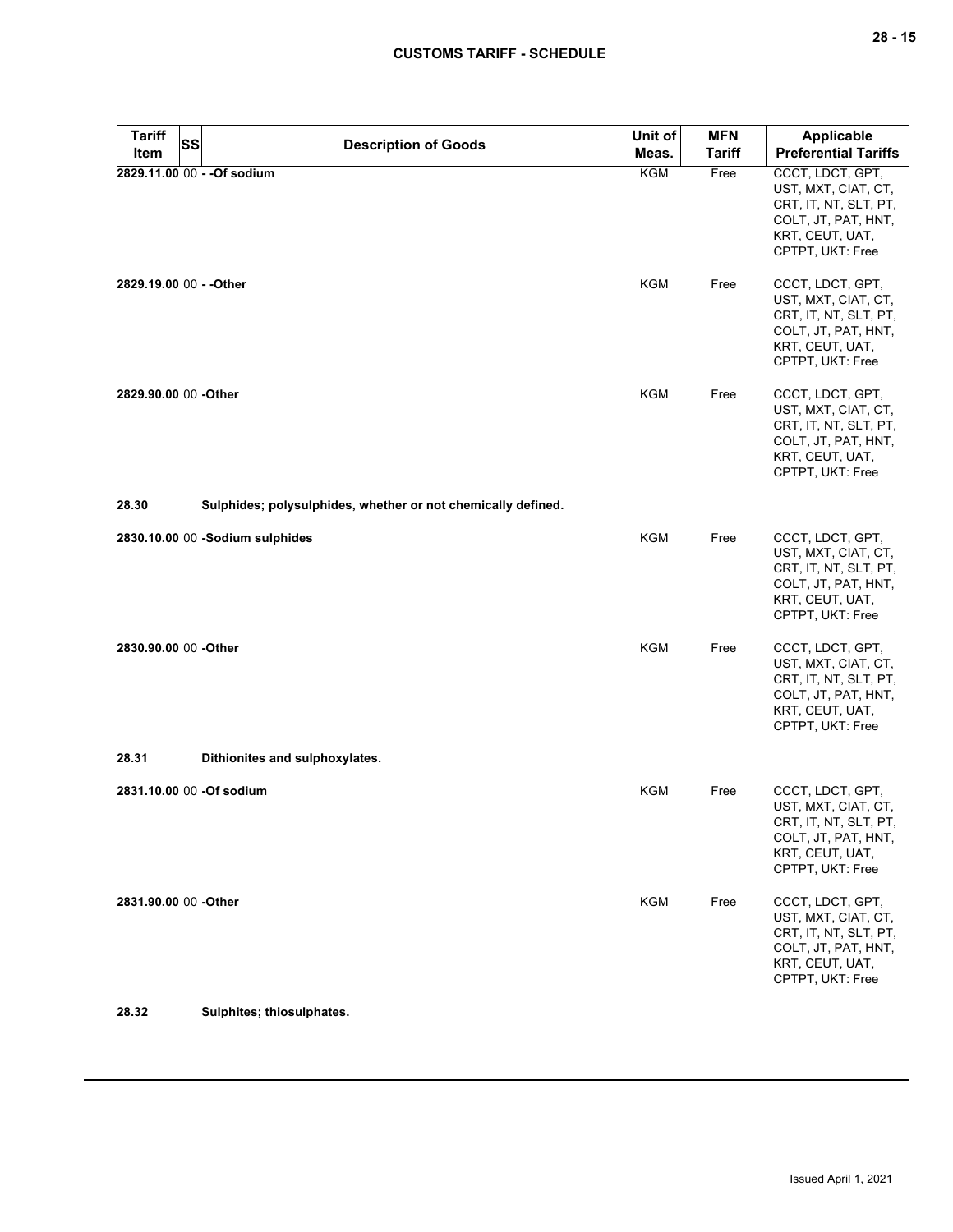| Tariff Item | SS | Description of Goods | Unit of Meas. | MFN Tariff | Applicable Preferential Tariffs |
|---|---|---|---|---|---|
| 2829.11.00 | 00 | - -Of sodium | KGM | Free | CCCT, LDCT, GPT, UST, MXT, CIAT, CT, CRT, IT, NT, SLT, PT, COLT, JT, PAT, HNT, KRT, CEUT, UAT, CPTPT, UKT: Free |
| 2829.19.00 | 00 | - -Other | KGM | Free | CCCT, LDCT, GPT, UST, MXT, CIAT, CT, CRT, IT, NT, SLT, PT, COLT, JT, PAT, HNT, KRT, CEUT, UAT, CPTPT, UKT: Free |
| 2829.90.00 | 00 | -Other | KGM | Free | CCCT, LDCT, GPT, UST, MXT, CIAT, CT, CRT, IT, NT, SLT, PT, COLT, JT, PAT, HNT, KRT, CEUT, UAT, CPTPT, UKT: Free |
| 28.30 | | Sulphides; polysulphides, whether or not chemically defined. | | | |
| 2830.10.00 | 00 | -Sodium sulphides | KGM | Free | CCCT, LDCT, GPT, UST, MXT, CIAT, CT, CRT, IT, NT, SLT, PT, COLT, JT, PAT, HNT, KRT, CEUT, UAT, CPTPT, UKT: Free |
| 2830.90.00 | 00 | -Other | KGM | Free | CCCT, LDCT, GPT, UST, MXT, CIAT, CT, CRT, IT, NT, SLT, PT, COLT, JT, PAT, HNT, KRT, CEUT, UAT, CPTPT, UKT: Free |
| 28.31 | | Dithionites and sulphoxylates. | | | |
| 2831.10.00 | 00 | -Of sodium | KGM | Free | CCCT, LDCT, GPT, UST, MXT, CIAT, CT, CRT, IT, NT, SLT, PT, COLT, JT, PAT, HNT, KRT, CEUT, UAT, CPTPT, UKT: Free |
| 2831.90.00 | 00 | -Other | KGM | Free | CCCT, LDCT, GPT, UST, MXT, CIAT, CT, CRT, IT, NT, SLT, PT, COLT, JT, PAT, HNT, KRT, CEUT, UAT, CPTPT, UKT: Free |
| 28.32 | | Sulphites; thiosulphates. | | | |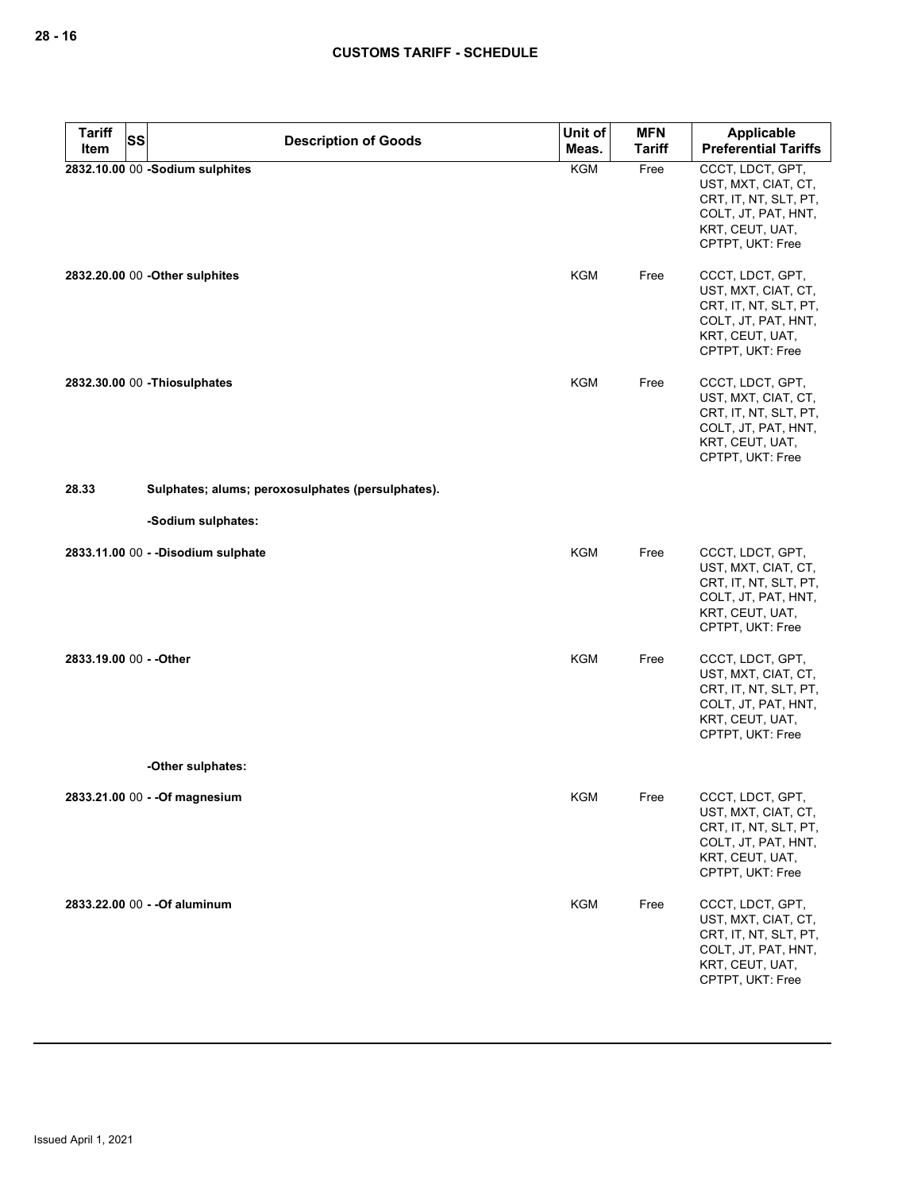| Tariff Item | SS | Description of Goods | Unit of Meas. | MFN Tariff | Applicable Preferential Tariffs |
|---|---|---|---|---|---|
| 2832.10.00 | 00 | -Sodium sulphites | KGM | Free | CCCT, LDCT, GPT, UST, MXT, CIAT, CT, CRT, IT, NT, SLT, PT, COLT, JT, PAT, HNT, KRT, CEUT, UAT, CPTPT, UKT: Free |
| 2832.20.00 | 00 | -Other sulphites | KGM | Free | CCCT, LDCT, GPT, UST, MXT, CIAT, CT, CRT, IT, NT, SLT, PT, COLT, JT, PAT, HNT, KRT, CEUT, UAT, CPTPT, UKT: Free |
| 2832.30.00 | 00 | -Thiosulphates | KGM | Free | CCCT, LDCT, GPT, UST, MXT, CIAT, CT, CRT, IT, NT, SLT, PT, COLT, JT, PAT, HNT, KRT, CEUT, UAT, CPTPT, UKT: Free |
| 28.33 | | Sulphates; alums; peroxosulphates (persulphates). | | | |
| | | -Sodium sulphates: | | | |
| 2833.11.00 | 00 | - -Disodium sulphate | KGM | Free | CCCT, LDCT, GPT, UST, MXT, CIAT, CT, CRT, IT, NT, SLT, PT, COLT, JT, PAT, HNT, KRT, CEUT, UAT, CPTPT, UKT: Free |
| 2833.19.00 | 00 | - -Other | KGM | Free | CCCT, LDCT, GPT, UST, MXT, CIAT, CT, CRT, IT, NT, SLT, PT, COLT, JT, PAT, HNT, KRT, CEUT, UAT, CPTPT, UKT: Free |
| | | -Other sulphates: | | | |
| 2833.21.00 | 00 | - -Of magnesium | KGM | Free | CCCT, LDCT, GPT, UST, MXT, CIAT, CT, CRT, IT, NT, SLT, PT, COLT, JT, PAT, HNT, KRT, CEUT, UAT, CPTPT, UKT: Free |
| 2833.22.00 | 00 | - -Of aluminum | KGM | Free | CCCT, LDCT, GPT, UST, MXT, CIAT, CT, CRT, IT, NT, SLT, PT, COLT, JT, PAT, HNT, KRT, CEUT, UAT, CPTPT, UKT: Free |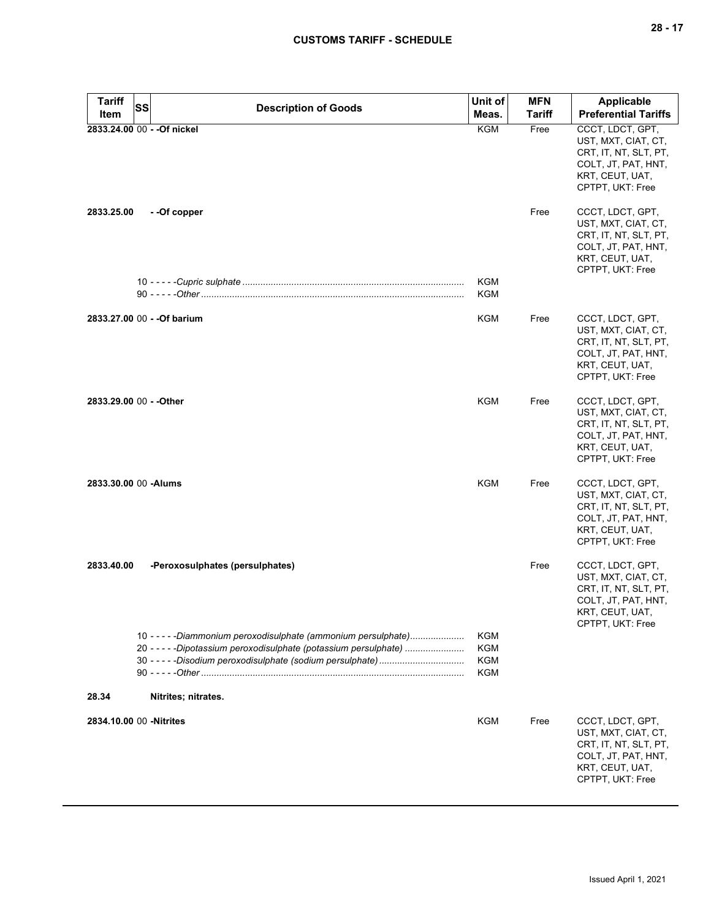| Tariff Item | SS | Description of Goods | Unit of Meas. | MFN Tariff | Applicable Preferential Tariffs |
|---|---|---|---|---|---|
| **2833.24.00** | 00 | **- -Of nickel** | KGM | Free | CCCT, LDCT, GPT, UST, MXT, CIAT, CT, CRT, IT, NT, SLT, PT, COLT, JT, PAT, HNT, KRT, CEUT, UAT, CPTPT, UKT: Free |
| **2833.25.00** | | **- -Of copper** | | Free | CCCT, LDCT, GPT, UST, MXT, CIAT, CT, CRT, IT, NT, SLT, PT, COLT, JT, PAT, HNT, KRT, CEUT, UAT, CPTPT, UKT: Free |
| | 10 | - - - - -*Cupric sulphate* | KGM | | |
| | 90 | - - - - -*Other* | KGM | | |
| **2833.27.00** | 00 | **- -Of barium** | KGM | Free | CCCT, LDCT, GPT, UST, MXT, CIAT, CT, CRT, IT, NT, SLT, PT, COLT, JT, PAT, HNT, KRT, CEUT, UAT, CPTPT, UKT: Free |
| **2833.29.00** | 00 | **- -Other** | KGM | Free | CCCT, LDCT, GPT, UST, MXT, CIAT, CT, CRT, IT, NT, SLT, PT, COLT, JT, PAT, HNT, KRT, CEUT, UAT, CPTPT, UKT: Free |
| **2833.30.00** | 00 | **-Alums** | KGM | Free | CCCT, LDCT, GPT, UST, MXT, CIAT, CT, CRT, IT, NT, SLT, PT, COLT, JT, PAT, HNT, KRT, CEUT, UAT, CPTPT, UKT: Free |
| **2833.40.00** | | **-Peroxosulphates (persulphates)** | | Free | CCCT, LDCT, GPT, UST, MXT, CIAT, CT, CRT, IT, NT, SLT, PT, COLT, JT, PAT, HNT, KRT, CEUT, UAT, CPTPT, UKT: Free |
| | 10 | - - - - -*Diammonium peroxodisulphate (ammonium persulphate)* | KGM | | |
| | 20 | - - - - -*Dipotassium peroxodisulphate (potassium persulphate)* | KGM | | |
| | 30 | - - - - -*Disodium peroxodisulphate (sodium persulphate)* | KGM | | |
| | 90 | - - - - -*Other* | KGM | | |
| **28.34** | | **Nitrites; nitrates.** | | | |
| **2834.10.00** | 00 | **-Nitrites** | KGM | Free | CCCT, LDCT, GPT, UST, MXT, CIAT, CT, CRT, IT, NT, SLT, PT, COLT, JT, PAT, HNT, KRT, CEUT, UAT, CPTPT, UKT: Free |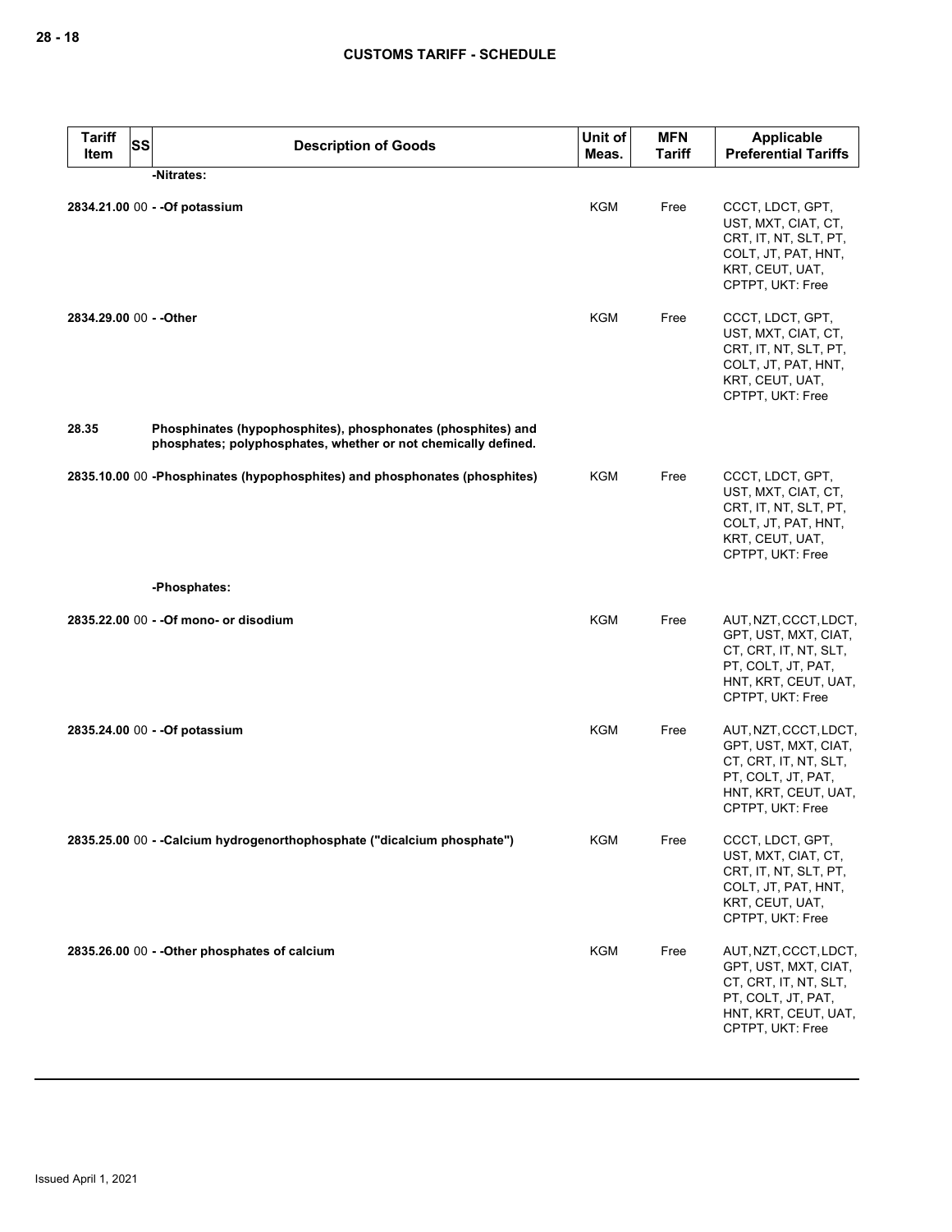| Tariff Item | SS | Description of Goods | Unit of Meas. | MFN Tariff | Applicable Preferential Tariffs |
|---|---|---|---|---|---|
| | | -Nitrates: | | | |
| 2834.21.00 | 00 | - -Of potassium | KGM | Free | CCCT, LDCT, GPT, UST, MXT, CIAT, CT, CRT, IT, NT, SLT, PT, COLT, JT, PAT, HNT, KRT, CEUT, UAT, CPTPT, UKT: Free |
| 2834.29.00 | 00 | - -Other | KGM | Free | CCCT, LDCT, GPT, UST, MXT, CIAT, CT, CRT, IT, NT, SLT, PT, COLT, JT, PAT, HNT, KRT, CEUT, UAT, CPTPT, UKT: Free |
| 28.35 | | **Phosphinates (hypophosphites), phosphonates (phosphites) and phosphates; polyphosphates, whether or not chemically defined.** | | | |
| 2835.10.00 | 00 | -Phosphinates (hypophosphites) and phosphonates (phosphites) | KGM | Free | CCCT, LDCT, GPT, UST, MXT, CIAT, CT, CRT, IT, NT, SLT, PT, COLT, JT, PAT, HNT, KRT, CEUT, UAT, CPTPT, UKT: Free |
| | | -Phosphates: | | | |
| 2835.22.00 | 00 | - -Of mono- or disodium | KGM | Free | AUT, NZT, CCCT, LDCT, GPT, UST, MXT, CIAT, CT, CRT, IT, NT, SLT, PT, COLT, JT, PAT, HNT, KRT, CEUT, UAT, CPTPT, UKT: Free |
| 2835.24.00 | 00 | - -Of potassium | KGM | Free | AUT, NZT, CCCT, LDCT, GPT, UST, MXT, CIAT, CT, CRT, IT, NT, SLT, PT, COLT, JT, PAT, HNT, KRT, CEUT, UAT, CPTPT, UKT: Free |
| 2835.25.00 | 00 | - -Calcium hydrogenorthophosphate ("dicalcium phosphate") | KGM | Free | CCCT, LDCT, GPT, UST, MXT, CIAT, CT, CRT, IT, NT, SLT, PT, COLT, JT, PAT, HNT, KRT, CEUT, UAT, CPTPT, UKT: Free |
| 2835.26.00 | 00 | - -Other phosphates of calcium | KGM | Free | AUT, NZT, CCCT, LDCT, GPT, UST, MXT, CIAT, CT, CRT, IT, NT, SLT, PT, COLT, JT, PAT, HNT, KRT, CEUT, UAT, CPTPT, UKT: Free |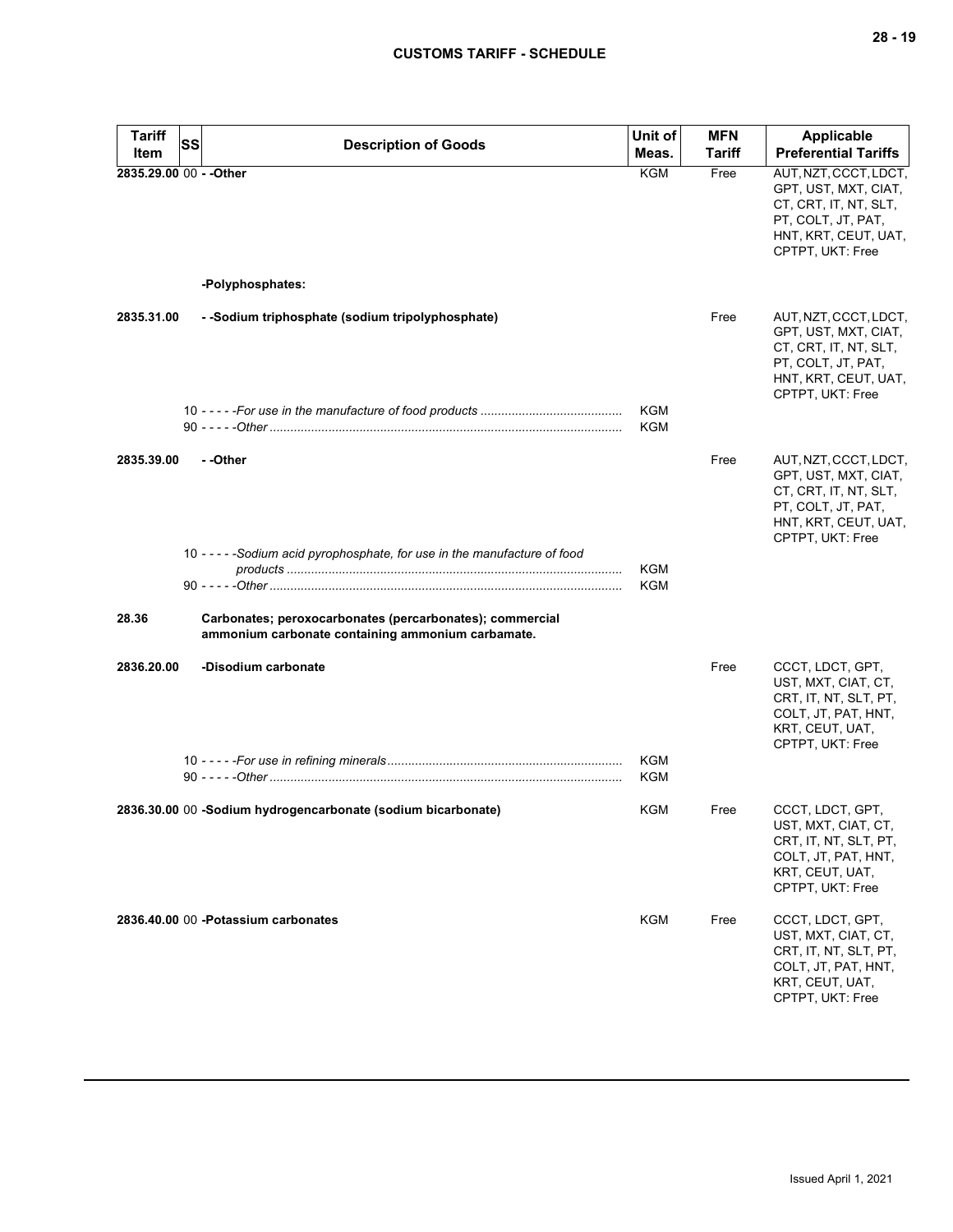| Tariff Item | SS | Description of Goods | Unit of Meas. | MFN Tariff | Applicable Preferential Tariffs |
|---|---|---|---|---|---|
| 2835.29.00 | 00 | - -Other | KGM | Free | AUT, NZT, CCCT, LDCT, GPT, UST, MXT, CIAT, CT, CRT, IT, NT, SLT, PT, COLT, JT, PAT, HNT, KRT, CEUT, UAT, CPTPT, UKT: Free |
| | | **-Polyphosphates:** | | | |
| 2835.31.00 | | - -Sodium triphosphate (sodium tripolyphosphate) | | Free | AUT, NZT, CCCT, LDCT, GPT, UST, MXT, CIAT, CT, CRT, IT, NT, SLT, PT, COLT, JT, PAT, HNT, KRT, CEUT, UAT, CPTPT, UKT: Free |
| | 10 | - - - - -*For use in the manufacture of food products* | KGM | | |
| | 90 | - - - - -*Other* | KGM | | |
| 2835.39.00 | | - -Other | | Free | AUT, NZT, CCCT, LDCT, GPT, UST, MXT, CIAT, CT, CRT, IT, NT, SLT, PT, COLT, JT, PAT, HNT, KRT, CEUT, UAT, CPTPT, UKT: Free |
| | 10 | - - - - -*Sodium acid pyrophosphate, for use in the manufacture of food products* | KGM | | |
| | 90 | - - - - -*Other* | KGM | | |
| **28.36** | | **Carbonates; peroxocarbonates (percarbonates); commercial ammonium carbonate containing ammonium carbamate.** | | | |
| 2836.20.00 | | -Disodium carbonate | | Free | CCCT, LDCT, GPT, UST, MXT, CIAT, CT, CRT, IT, NT, SLT, PT, COLT, JT, PAT, HNT, KRT, CEUT, UAT, CPTPT, UKT: Free |
| | 10 | - - - - -*For use in refining minerals* | KGM | | |
| | 90 | - - - - -*Other* | KGM | | |
| 2836.30.00 | 00 | -Sodium hydrogencarbonate (sodium bicarbonate) | KGM | Free | CCCT, LDCT, GPT, UST, MXT, CIAT, CT, CRT, IT, NT, SLT, PT, COLT, JT, PAT, HNT, KRT, CEUT, UAT, CPTPT, UKT: Free |
| 2836.40.00 | 00 | -Potassium carbonates | KGM | Free | CCCT, LDCT, GPT, UST, MXT, CIAT, CT, CRT, IT, NT, SLT, PT, COLT, JT, PAT, HNT, KRT, CEUT, UAT, CPTPT, UKT: Free |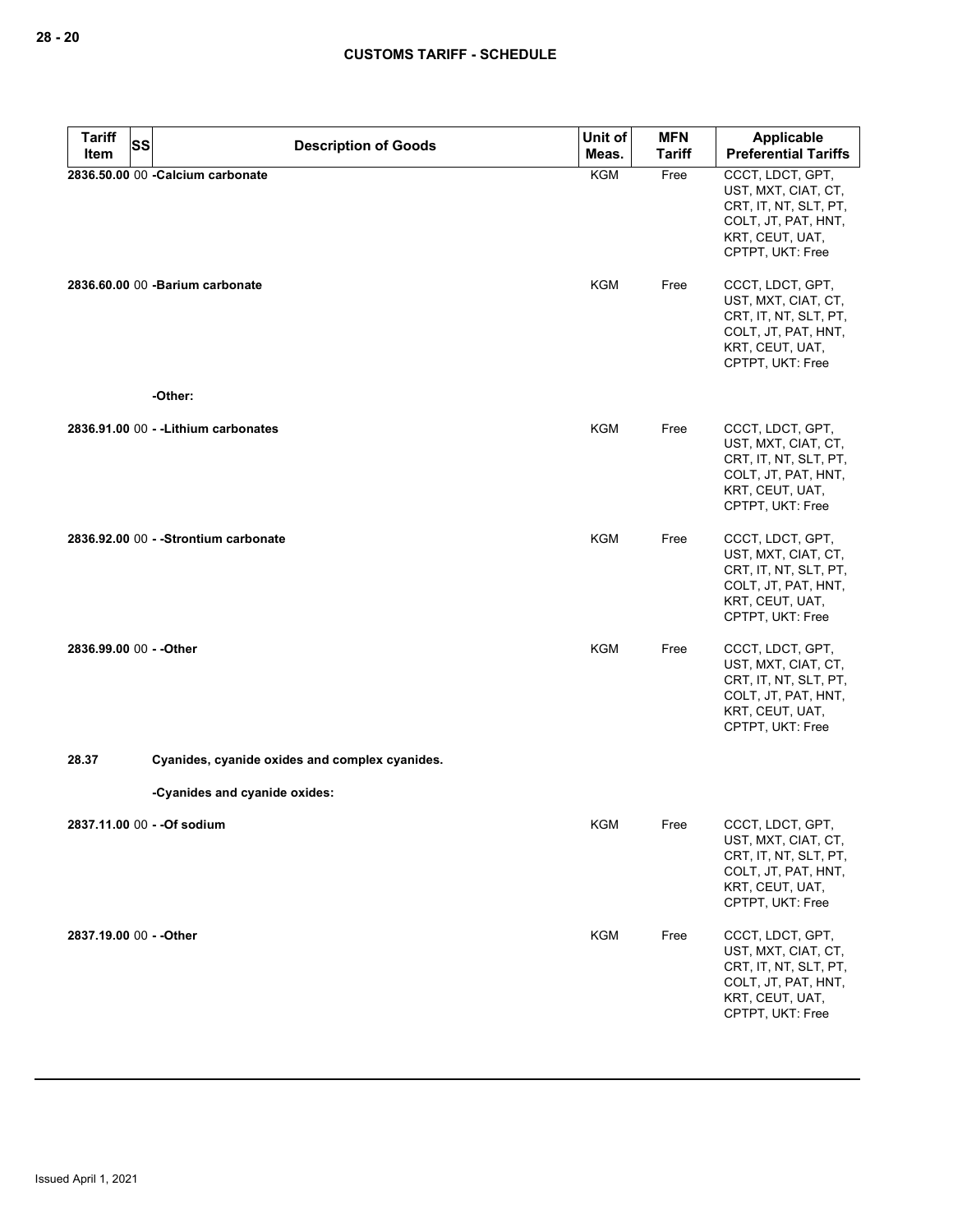| Tariff Item | SS | Description of Goods | Unit of Meas. | MFN Tariff | Applicable Preferential Tariffs |
|---|---|---|---|---|---|
| 2836.50.00 | 00 | -Calcium carbonate | KGM | Free | CCCT, LDCT, GPT, UST, MXT, CIAT, CT, CRT, IT, NT, SLT, PT, COLT, JT, PAT, HNT, KRT, CEUT, UAT, CPTPT, UKT: Free |
| 2836.60.00 | 00 | -Barium carbonate | KGM | Free | CCCT, LDCT, GPT, UST, MXT, CIAT, CT, CRT, IT, NT, SLT, PT, COLT, JT, PAT, HNT, KRT, CEUT, UAT, CPTPT, UKT: Free |
| | | -Other: | | | |
| 2836.91.00 | 00 | - -Lithium carbonates | KGM | Free | CCCT, LDCT, GPT, UST, MXT, CIAT, CT, CRT, IT, NT, SLT, PT, COLT, JT, PAT, HNT, KRT, CEUT, UAT, CPTPT, UKT: Free |
| 2836.92.00 | 00 | - -Strontium carbonate | KGM | Free | CCCT, LDCT, GPT, UST, MXT, CIAT, CT, CRT, IT, NT, SLT, PT, COLT, JT, PAT, HNT, KRT, CEUT, UAT, CPTPT, UKT: Free |
| 2836.99.00 | 00 | - -Other | KGM | Free | CCCT, LDCT, GPT, UST, MXT, CIAT, CT, CRT, IT, NT, SLT, PT, COLT, JT, PAT, HNT, KRT, CEUT, UAT, CPTPT, UKT: Free |
| 28.37 | | Cyanides, cyanide oxides and complex cyanides. | | | |
| | | -Cyanides and cyanide oxides: | | | |
| 2837.11.00 | 00 | - -Of sodium | KGM | Free | CCCT, LDCT, GPT, UST, MXT, CIAT, CT, CRT, IT, NT, SLT, PT, COLT, JT, PAT, HNT, KRT, CEUT, UAT, CPTPT, UKT: Free |
| 2837.19.00 | 00 | - -Other | KGM | Free | CCCT, LDCT, GPT, UST, MXT, CIAT, CT, CRT, IT, NT, SLT, PT, COLT, JT, PAT, HNT, KRT, CEUT, UAT, CPTPT, UKT: Free |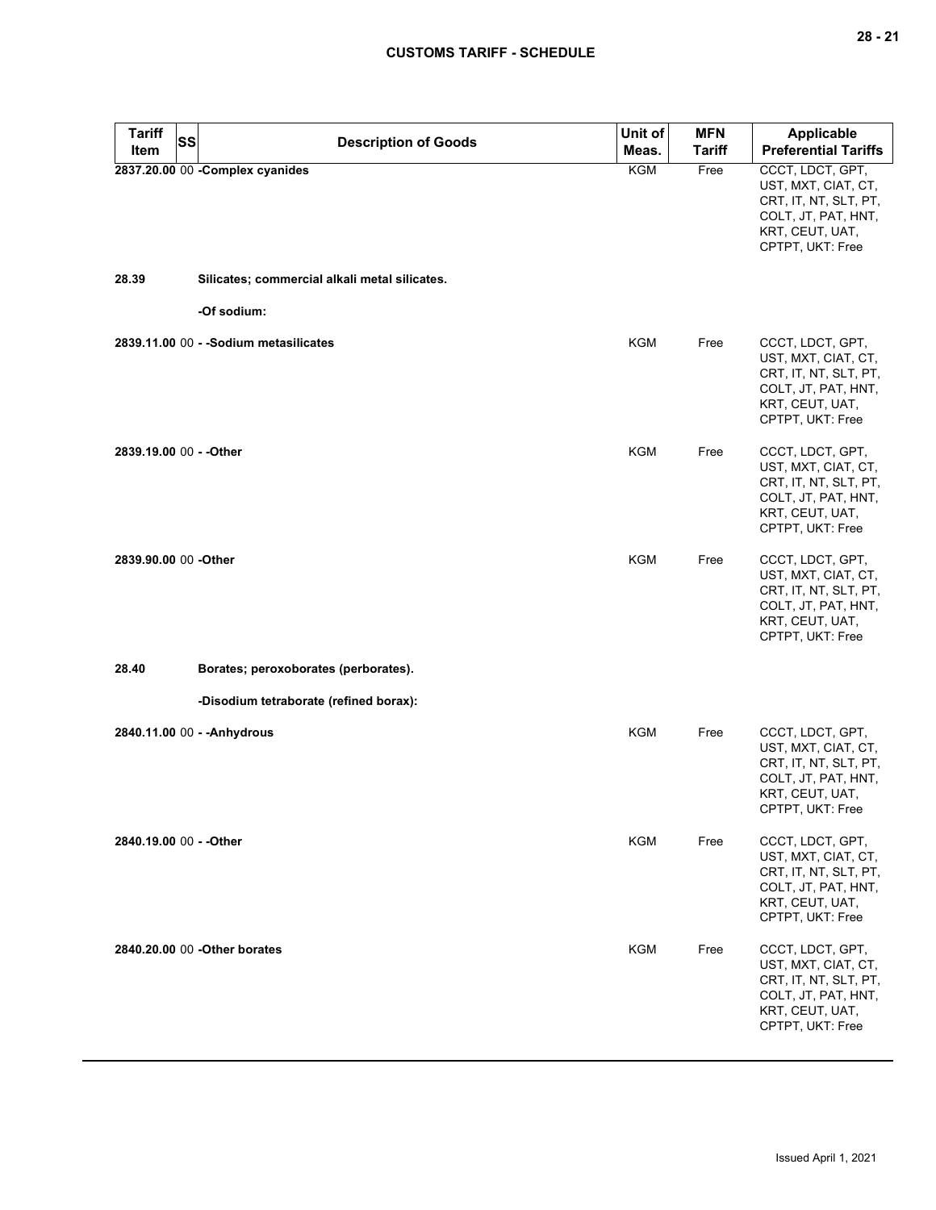| Tariff Item | SS | Description of Goods | Unit of Meas. | MFN Tariff | Applicable Preferential Tariffs |
|---|---|---|---|---|---|
| 2837.20.00 | 00 | -Complex cyanides | KGM | Free | CCCT, LDCT, GPT, UST, MXT, CIAT, CT, CRT, IT, NT, SLT, PT, COLT, JT, PAT, HNT, KRT, CEUT, UAT, CPTPT, UKT: Free |
| 28.39 | | Silicates; commercial alkali metal silicates. | | | |
| | | -Of sodium: | | | |
| 2839.11.00 | 00 | - -Sodium metasilicates | KGM | Free | CCCT, LDCT, GPT, UST, MXT, CIAT, CT, CRT, IT, NT, SLT, PT, COLT, JT, PAT, HNT, KRT, CEUT, UAT, CPTPT, UKT: Free |
| 2839.19.00 | 00 | - -Other | KGM | Free | CCCT, LDCT, GPT, UST, MXT, CIAT, CT, CRT, IT, NT, SLT, PT, COLT, JT, PAT, HNT, KRT, CEUT, UAT, CPTPT, UKT: Free |
| 2839.90.00 | 00 | -Other | KGM | Free | CCCT, LDCT, GPT, UST, MXT, CIAT, CT, CRT, IT, NT, SLT, PT, COLT, JT, PAT, HNT, KRT, CEUT, UAT, CPTPT, UKT: Free |
| 28.40 | | Borates; peroxoborates (perborates). | | | |
| | | -Disodium tetraborate (refined borax): | | | |
| 2840.11.00 | 00 | - -Anhydrous | KGM | Free | CCCT, LDCT, GPT, UST, MXT, CIAT, CT, CRT, IT, NT, SLT, PT, COLT, JT, PAT, HNT, KRT, CEUT, UAT, CPTPT, UKT: Free |
| 2840.19.00 | 00 | - -Other | KGM | Free | CCCT, LDCT, GPT, UST, MXT, CIAT, CT, CRT, IT, NT, SLT, PT, COLT, JT, PAT, HNT, KRT, CEUT, UAT, CPTPT, UKT: Free |
| 2840.20.00 | 00 | -Other borates | KGM | Free | CCCT, LDCT, GPT, UST, MXT, CIAT, CT, CRT, IT, NT, SLT, PT, COLT, JT, PAT, HNT, KRT, CEUT, UAT, CPTPT, UKT: Free |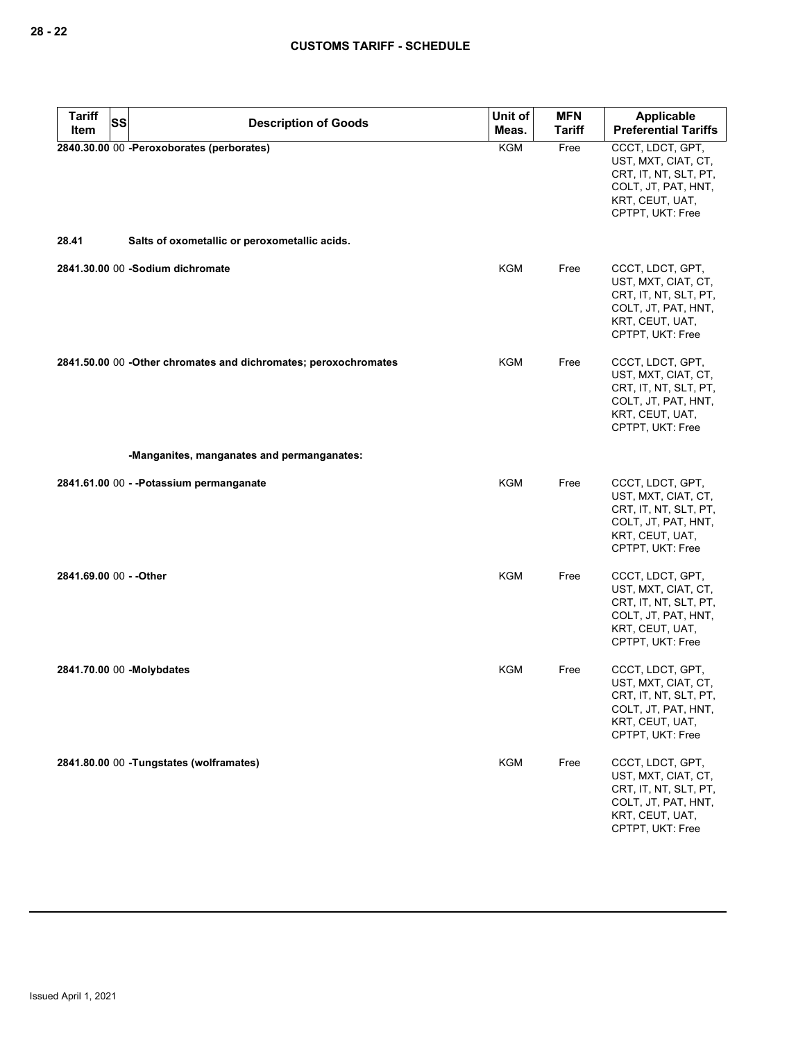| Tariff Item | SS | Description of Goods | Unit of Meas. | MFN Tariff | Applicable Preferential Tariffs |
|---|---|---|---|---|---|
| **2840.30.00** | 00 | **-Peroxoborates (perborates)** | KGM | Free | CCCT, LDCT, GPT, UST, MXT, CIAT, CT, CRT, IT, NT, SLT, PT, COLT, JT, PAT, HNT, KRT, CEUT, UAT, CPTPT, UKT: Free |
| **28.41** | | **Salts of oxometallic or peroxometallic acids.** | | | |
| **2841.30.00** | 00 | **-Sodium dichromate** | KGM | Free | CCCT, LDCT, GPT, UST, MXT, CIAT, CT, CRT, IT, NT, SLT, PT, COLT, JT, PAT, HNT, KRT, CEUT, UAT, CPTPT, UKT: Free |
| **2841.50.00** | 00 | **-Other chromates and dichromates; peroxochromates** | KGM | Free | CCCT, LDCT, GPT, UST, MXT, CIAT, CT, CRT, IT, NT, SLT, PT, COLT, JT, PAT, HNT, KRT, CEUT, UAT, CPTPT, UKT: Free |
| | | **-Manganites, manganates and permanganates:** | | | |
| **2841.61.00** | 00 | **- -Potassium permanganate** | KGM | Free | CCCT, LDCT, GPT, UST, MXT, CIAT, CT, CRT, IT, NT, SLT, PT, COLT, JT, PAT, HNT, KRT, CEUT, UAT, CPTPT, UKT: Free |
| **2841.69.00** | 00 | **- -Other** | KGM | Free | CCCT, LDCT, GPT, UST, MXT, CIAT, CT, CRT, IT, NT, SLT, PT, COLT, JT, PAT, HNT, KRT, CEUT, UAT, CPTPT, UKT: Free |
| **2841.70.00** | 00 | **-Molybdates** | KGM | Free | CCCT, LDCT, GPT, UST, MXT, CIAT, CT, CRT, IT, NT, SLT, PT, COLT, JT, PAT, HNT, KRT, CEUT, UAT, CPTPT, UKT: Free |
| **2841.80.00** | 00 | **-Tungstates (wolframates)** | KGM | Free | CCCT, LDCT, GPT, UST, MXT, CIAT, CT, CRT, IT, NT, SLT, PT, COLT, JT, PAT, HNT, KRT, CEUT, UAT, CPTPT, UKT: Free |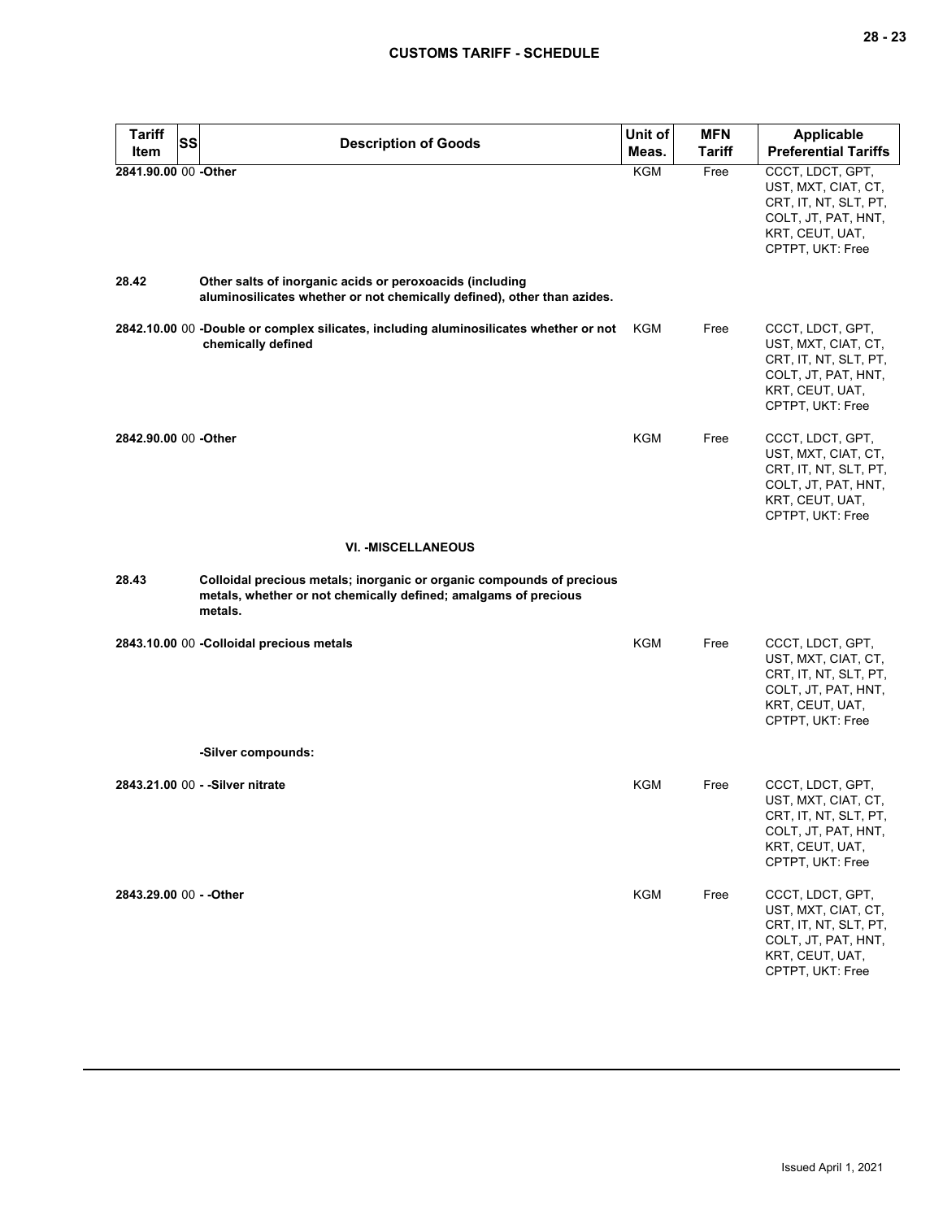| Tariff Item | SS | Description of Goods | Unit of Meas. | MFN Tariff | Applicable Preferential Tariffs |
|---|---|---|---|---|---|
| 2841.90.00 | 00 | -Other | KGM | Free | CCCT, LDCT, GPT, UST, MXT, CIAT, CT, CRT, IT, NT, SLT, PT, COLT, JT, PAT, HNT, KRT, CEUT, UAT, CPTPT, UKT: Free |
| 28.42 | | Other salts of inorganic acids or peroxoacids (including aluminosilicates whether or not chemically defined), other than azides. | | | |
| 2842.10.00 | 00 | -Double or complex silicates, including aluminosilicates whether or not chemically defined | KGM | Free | CCCT, LDCT, GPT, UST, MXT, CIAT, CT, CRT, IT, NT, SLT, PT, COLT, JT, PAT, HNT, KRT, CEUT, UAT, CPTPT, UKT: Free |
| 2842.90.00 | 00 | -Other | KGM | Free | CCCT, LDCT, GPT, UST, MXT, CIAT, CT, CRT, IT, NT, SLT, PT, COLT, JT, PAT, HNT, KRT, CEUT, UAT, CPTPT, UKT: Free |
| | | VI. -MISCELLANEOUS | | | |
| 28.43 | | Colloidal precious metals; inorganic or organic compounds of precious metals, whether or not chemically defined; amalgams of precious metals. | | | |
| 2843.10.00 | 00 | -Colloidal precious metals | KGM | Free | CCCT, LDCT, GPT, UST, MXT, CIAT, CT, CRT, IT, NT, SLT, PT, COLT, JT, PAT, HNT, KRT, CEUT, UAT, CPTPT, UKT: Free |
| | | -Silver compounds: | | | |
| 2843.21.00 | 00 | - -Silver nitrate | KGM | Free | CCCT, LDCT, GPT, UST, MXT, CIAT, CT, CRT, IT, NT, SLT, PT, COLT, JT, PAT, HNT, KRT, CEUT, UAT, CPTPT, UKT: Free |
| 2843.29.00 | 00 | - -Other | KGM | Free | CCCT, LDCT, GPT, UST, MXT, CIAT, CT, CRT, IT, NT, SLT, PT, COLT, JT, PAT, HNT, KRT, CEUT, UAT, CPTPT, UKT: Free |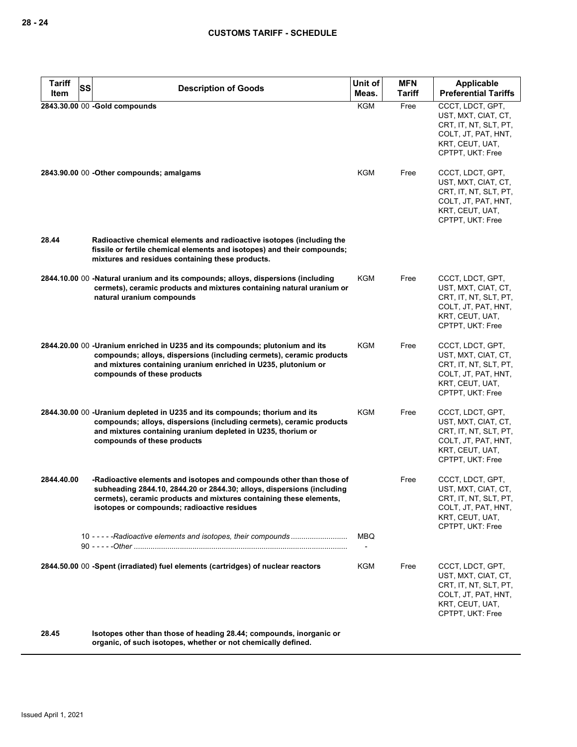| Tariff Item | SS | Description of Goods | Unit of Meas. | MFN Tariff | Applicable Preferential Tariffs |
|---|---|---|---|---|---|
| **2843.30.00** | 00 | **-Gold compounds** | KGM | Free | CCCT, LDCT, GPT, UST, MXT, CIAT, CT, CRT, IT, NT, SLT, PT, COLT, JT, PAT, HNT, KRT, CEUT, UAT, CPTPT, UKT: Free |
| **2843.90.00** | 00 | **-Other compounds; amalgams** | KGM | Free | CCCT, LDCT, GPT, UST, MXT, CIAT, CT, CRT, IT, NT, SLT, PT, COLT, JT, PAT, HNT, KRT, CEUT, UAT, CPTPT, UKT: Free |
| **28.44** | | **Radioactive chemical elements and radioactive isotopes (including the fissile or fertile chemical elements and isotopes) and their compounds; mixtures and residues containing these products.** | | | |
| **2844.10.00** | 00 | **-Natural uranium and its compounds; alloys, dispersions (including cermets), ceramic products and mixtures containing natural uranium or natural uranium compounds** | KGM | Free | CCCT, LDCT, GPT, UST, MXT, CIAT, CT, CRT, IT, NT, SLT, PT, COLT, JT, PAT, HNT, KRT, CEUT, UAT, CPTPT, UKT: Free |
| **2844.20.00** | 00 | **-Uranium enriched in U235 and its compounds; plutonium and its compounds; alloys, dispersions (including cermets), ceramic products and mixtures containing uranium enriched in U235, plutonium or compounds of these products** | KGM | Free | CCCT, LDCT, GPT, UST, MXT, CIAT, CT, CRT, IT, NT, SLT, PT, COLT, JT, PAT, HNT, KRT, CEUT, UAT, CPTPT, UKT: Free |
| **2844.30.00** | 00 | **-Uranium depleted in U235 and its compounds; thorium and its compounds; alloys, dispersions (including cermets), ceramic products and mixtures containing uranium depleted in U235, thorium or compounds of these products** | KGM | Free | CCCT, LDCT, GPT, UST, MXT, CIAT, CT, CRT, IT, NT, SLT, PT, COLT, JT, PAT, HNT, KRT, CEUT, UAT, CPTPT, UKT: Free |
| **2844.40.00** | | **-Radioactive elements and isotopes and compounds other than those of subheading 2844.10, 2844.20 or 2844.30; alloys, dispersions (including cermets), ceramic products and mixtures containing these elements, isotopes or compounds; radioactive residues** | | Free | CCCT, LDCT, GPT, UST, MXT, CIAT, CT, CRT, IT, NT, SLT, PT, COLT, JT, PAT, HNT, KRT, CEUT, UAT, CPTPT, UKT: Free |
| | 10 | - - - - -*Radioactive elements and isotopes, their compounds* | MBQ | | |
| | 90 | - - - - -*Other* | - | | |
| **2844.50.00** | 00 | **-Spent (irradiated) fuel elements (cartridges) of nuclear reactors** | KGM | Free | CCCT, LDCT, GPT, UST, MXT, CIAT, CT, CRT, IT, NT, SLT, PT, COLT, JT, PAT, HNT, KRT, CEUT, UAT, CPTPT, UKT: Free |
| **28.45** | | **Isotopes other than those of heading 28.44; compounds, inorganic or organic, of such isotopes, whether or not chemically defined.** | | | |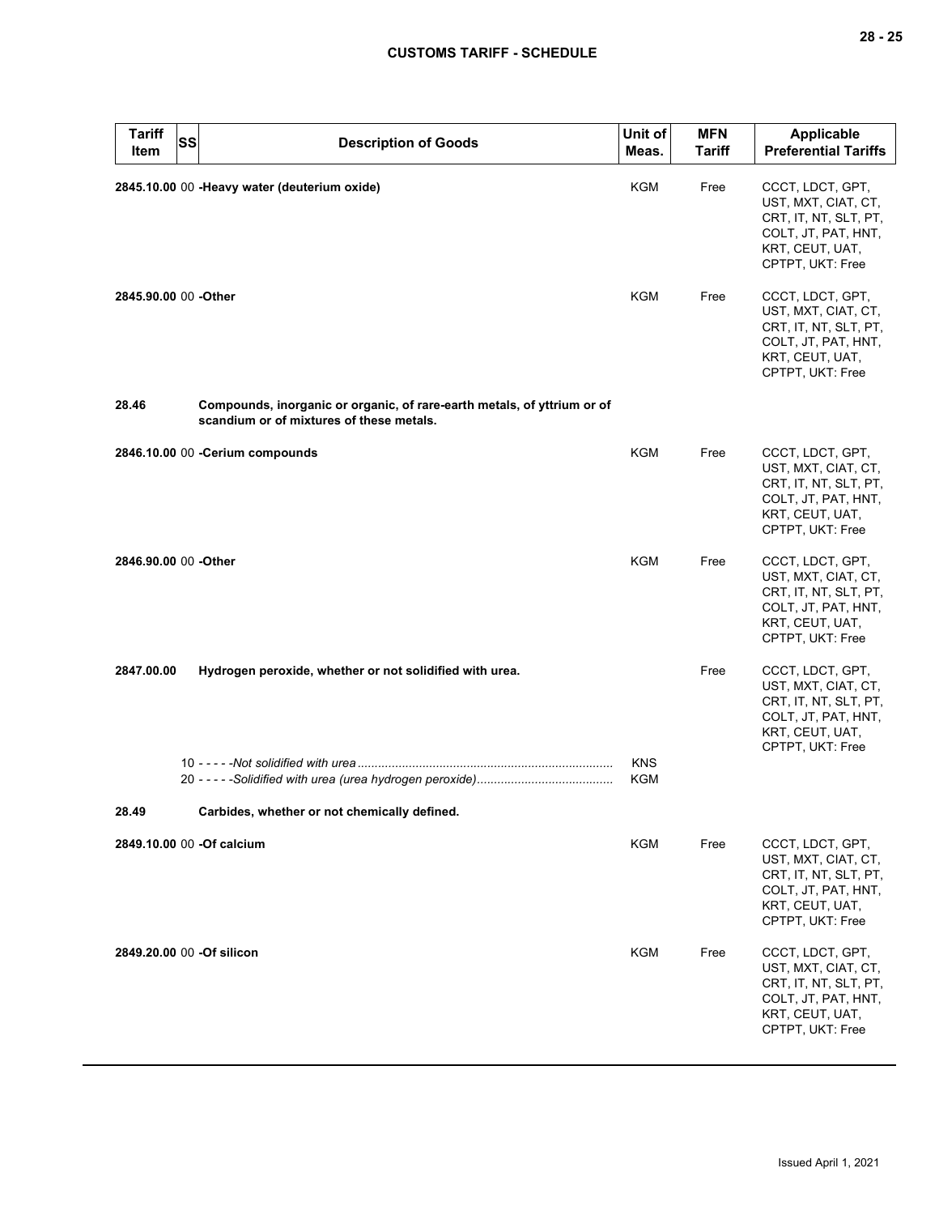| Tariff Item | SS | Description of Goods | Unit of Meas. | MFN Tariff | Applicable Preferential Tariffs |
|---|---|---|---|---|---|
| 2845.10.00 | 00 | **-Heavy water (deuterium oxide)** | KGM | Free | CCCT, LDCT, GPT, UST, MXT, CIAT, CT, CRT, IT, NT, SLT, PT, COLT, JT, PAT, HNT, KRT, CEUT, UAT, CPTPT, UKT: Free |
| 2845.90.00 | 00 | **-Other** | KGM | Free | CCCT, LDCT, GPT, UST, MXT, CIAT, CT, CRT, IT, NT, SLT, PT, COLT, JT, PAT, HNT, KRT, CEUT, UAT, CPTPT, UKT: Free |
| **28.46** | | **Compounds, inorganic or organic, of rare-earth metals, of yttrium or of scandium or of mixtures of these metals.** | | | |
| 2846.10.00 | 00 | **-Cerium compounds** | KGM | Free | CCCT, LDCT, GPT, UST, MXT, CIAT, CT, CRT, IT, NT, SLT, PT, COLT, JT, PAT, HNT, KRT, CEUT, UAT, CPTPT, UKT: Free |
| 2846.90.00 | 00 | **-Other** | KGM | Free | CCCT, LDCT, GPT, UST, MXT, CIAT, CT, CRT, IT, NT, SLT, PT, COLT, JT, PAT, HNT, KRT, CEUT, UAT, CPTPT, UKT: Free |
| **2847.00.00** | | **Hydrogen peroxide, whether or not solidified with urea.** | | Free | CCCT, LDCT, GPT, UST, MXT, CIAT, CT, CRT, IT, NT, SLT, PT, COLT, JT, PAT, HNT, KRT, CEUT, UAT, CPTPT, UKT: Free |
| | 10 | - - - - -*Not solidified with urea* | KNS | | |
| | 20 | - - - - -*Solidified with urea (urea hydrogen peroxide)* | KGM | | |
| **28.49** | | **Carbides, whether or not chemically defined.** | | | |
| 2849.10.00 | 00 | **-Of calcium** | KGM | Free | CCCT, LDCT, GPT, UST, MXT, CIAT, CT, CRT, IT, NT, SLT, PT, COLT, JT, PAT, HNT, KRT, CEUT, UAT, CPTPT, UKT: Free |
| 2849.20.00 | 00 | **-Of silicon** | KGM | Free | CCCT, LDCT, GPT, UST, MXT, CIAT, CT, CRT, IT, NT, SLT, PT, COLT, JT, PAT, HNT, KRT, CEUT, UAT, CPTPT, UKT: Free |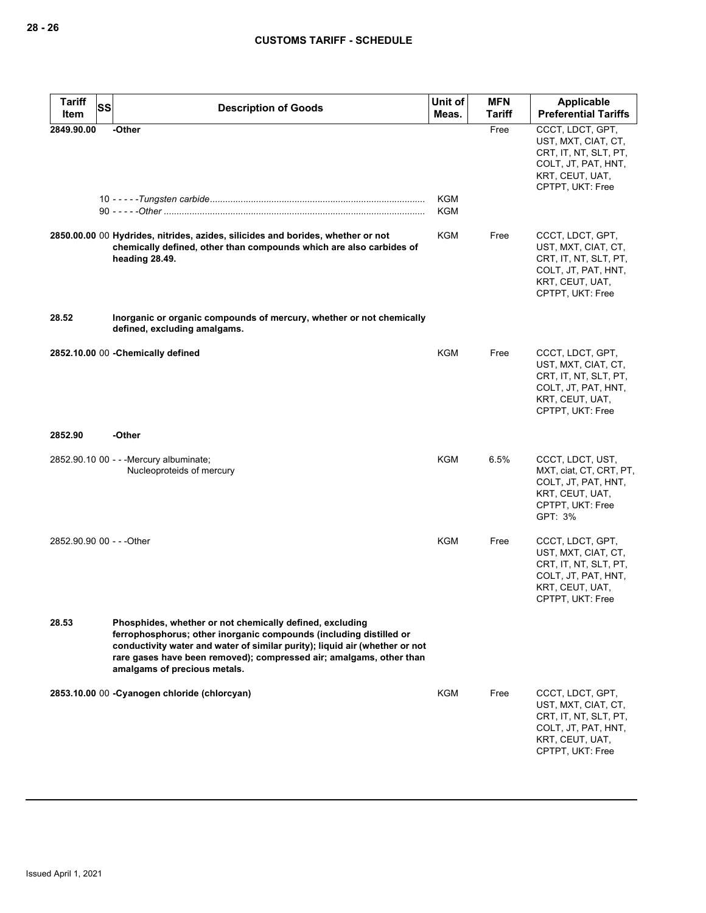| Tariff Item | SS | Description of Goods | Unit of Meas. | MFN Tariff | Applicable Preferential Tariffs |
|---|---|---|---|---|---|
| **2849.90.00** | | **-Other** | | Free | CCCT, LDCT, GPT, UST, MXT, CIAT, CT, CRT, IT, NT, SLT, PT, COLT, JT, PAT, HNT, KRT, CEUT, UAT, CPTPT, UKT: Free |
| | 10 | - - - - -*Tungsten carbide* | KGM | | |
| | 90 | - - - - -*Other* | KGM | | |
| **2850.00.00** | 00 | **Hydrides, nitrides, azides, silicides and borides, whether or not chemically defined, other than compounds which are also carbides of heading 28.49.** | KGM | Free | CCCT, LDCT, GPT, UST, MXT, CIAT, CT, CRT, IT, NT, SLT, PT, COLT, JT, PAT, HNT, KRT, CEUT, UAT, CPTPT, UKT: Free |
| **28.52** | | **Inorganic or organic compounds of mercury, whether or not chemically defined, excluding amalgams.** | | | |
| **2852.10.00** | 00 | **-Chemically defined** | KGM | Free | CCCT, LDCT, GPT, UST, MXT, CIAT, CT, CRT, IT, NT, SLT, PT, COLT, JT, PAT, HNT, KRT, CEUT, UAT, CPTPT, UKT: Free |
| **2852.90** | | **-Other** | | | |
| 2852.90.10 | 00 | - - -Mercury albuminate;<br>Nucleoproteids of mercury | KGM | 6.5% | CCCT, LDCT, UST, MXT, ciat, CT, CRT, PT, COLT, JT, PAT, HNT, KRT, CEUT, UAT, CPTPT, UKT: Free<br>GPT: 3% |
| 2852.90.90 | 00 | - - -Other | KGM | Free | CCCT, LDCT, GPT, UST, MXT, CIAT, CT, CRT, IT, NT, SLT, PT, COLT, JT, PAT, HNT, KRT, CEUT, UAT, CPTPT, UKT: Free |
| **28.53** | | **Phosphides, whether or not chemically defined, excluding ferrophosphorus; other inorganic compounds (including distilled or conductivity water and water of similar purity); liquid air (whether or not rare gases have been removed); compressed air; amalgams, other than amalgams of precious metals.** | | | |
| **2853.10.00** | 00 | **-Cyanogen chloride (chlorcyan)** | KGM | Free | CCCT, LDCT, GPT, UST, MXT, CIAT, CT, CRT, IT, NT, SLT, PT, COLT, JT, PAT, HNT, KRT, CEUT, UAT, CPTPT, UKT: Free |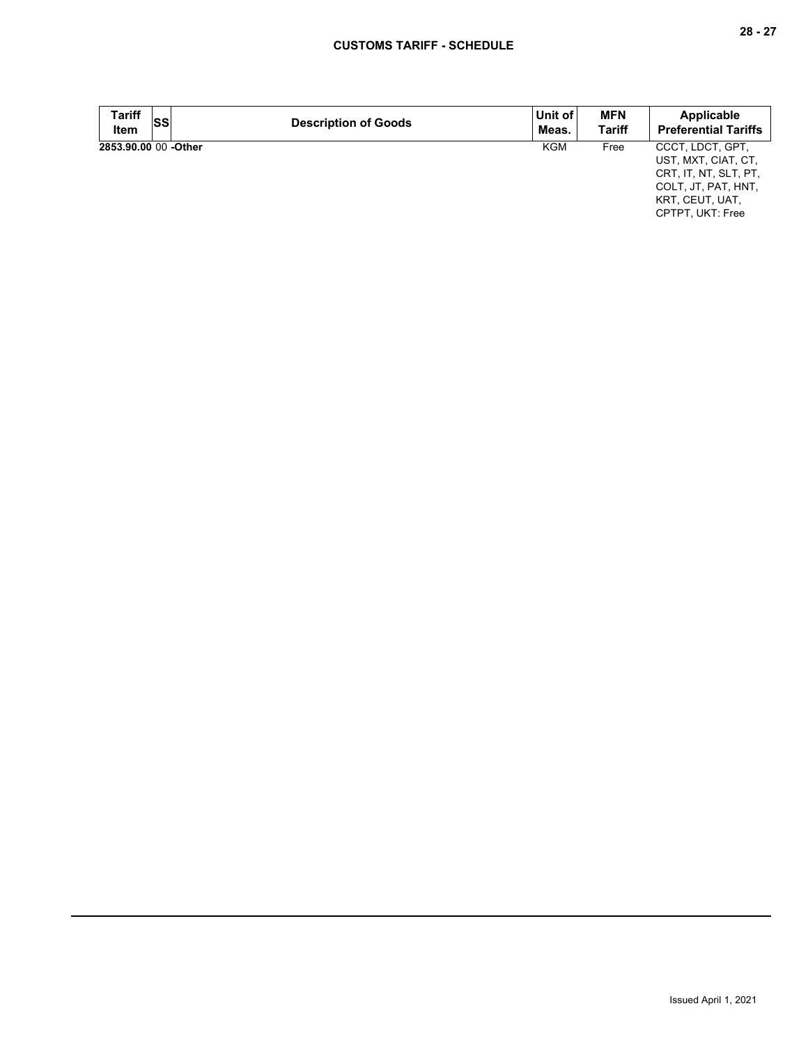| Tariff Item | SS | Description of Goods | Unit of Meas. | MFN Tariff | Applicable Preferential Tariffs |
|---|---|---|---|---|---|
| **2853.90.00** | 00 | **-Other** | KGM | Free | CCCT, LDCT, GPT, UST, MXT, CIAT, CT, CRT, IT, NT, SLT, PT, COLT, JT, PAT, HNT, KRT, CEUT, UAT, CPTPT, UKT: Free |

Issued April 1, 2021